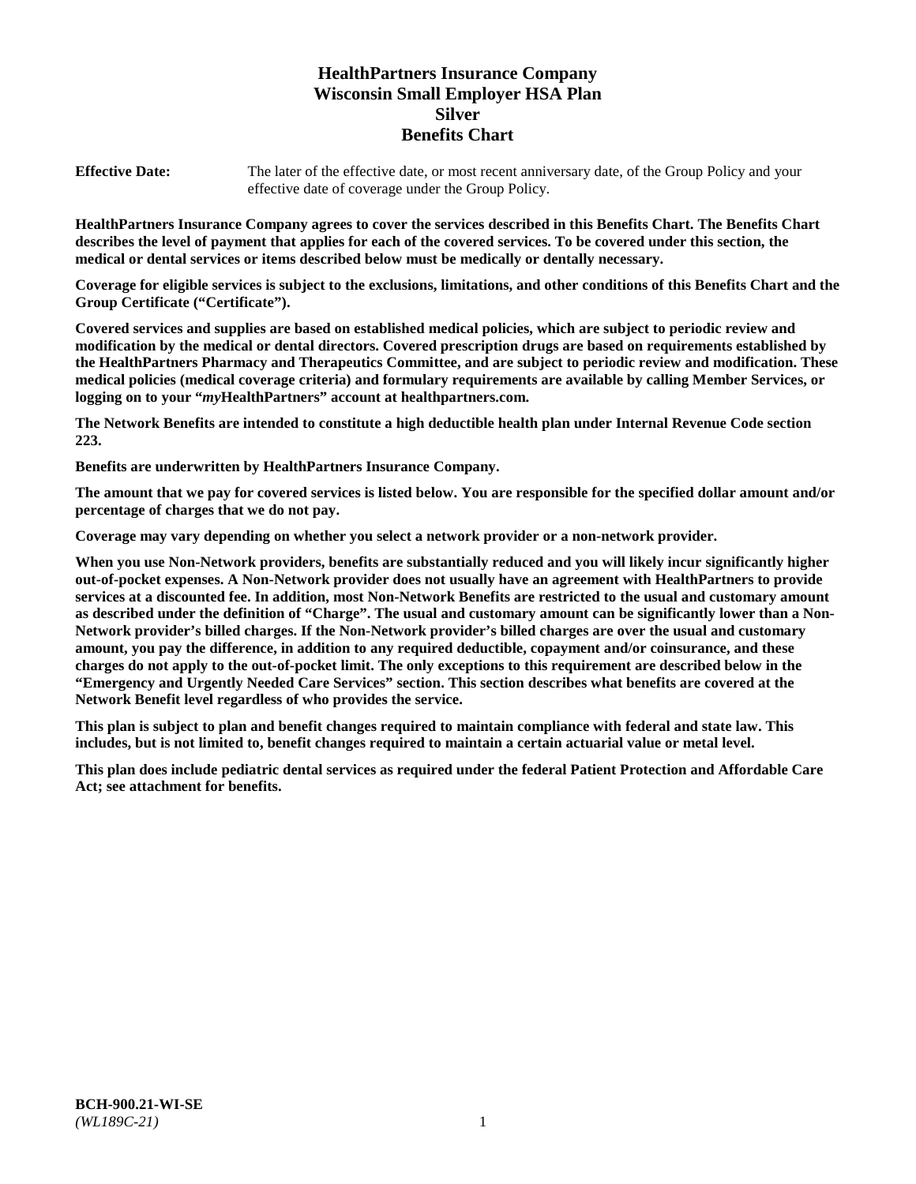# HealthPartners Insurance Company
# Wisconsin Small Employer HSA Plan
# Silver
# Benefits Chart

**Effective Date:** The later of the effective date, or most recent anniversary date, of the Group Policy and your effective date of coverage under the Group Policy.

**HealthPartners Insurance Company agrees to cover the services described in this Benefits Chart. The Benefits Chart describes the level of payment that applies for each of the covered services. To be covered under this section, the medical or dental services or items described below must be medically or dentally necessary.**

**Coverage for eligible services is subject to the exclusions, limitations, and other conditions of this Benefits Chart and the Group Certificate ("Certificate").**

**Covered services and supplies are based on established medical policies, which are subject to periodic review and modification by the medical or dental directors. Covered prescription drugs are based on requirements established by the HealthPartners Pharmacy and Therapeutics Committee, and are subject to periodic review and modification. These medical policies (medical coverage criteria) and formulary requirements are available by calling Member Services, or logging on to your "*my*HealthPartners" account at healthpartners.com.**

**The Network Benefits are intended to constitute a high deductible health plan under Internal Revenue Code section 223.**

**Benefits are underwritten by HealthPartners Insurance Company.**

**The amount that we pay for covered services is listed below. You are responsible for the specified dollar amount and/or percentage of charges that we do not pay.**

**Coverage may vary depending on whether you select a network provider or a non-network provider.**

**When you use Non-Network providers, benefits are substantially reduced and you will likely incur significantly higher out-of-pocket expenses. A Non-Network provider does not usually have an agreement with HealthPartners to provide services at a discounted fee. In addition, most Non-Network Benefits are restricted to the usual and customary amount as described under the definition of "Charge". The usual and customary amount can be significantly lower than a Non-Network provider's billed charges. If the Non-Network provider's billed charges are over the usual and customary amount, you pay the difference, in addition to any required deductible, copayment and/or coinsurance, and these charges do not apply to the out-of-pocket limit. The only exceptions to this requirement are described below in the "Emergency and Urgently Needed Care Services" section. This section describes what benefits are covered at the Network Benefit level regardless of who provides the service.**

**This plan is subject to plan and benefit changes required to maintain compliance with federal and state law. This includes, but is not limited to, benefit changes required to maintain a certain actuarial value or metal level.**

**This plan does include pediatric dental services as required under the federal Patient Protection and Affordable Care Act; see attachment for benefits.**

**BCH-900.21-WI-SE**
*(WL189C-21)*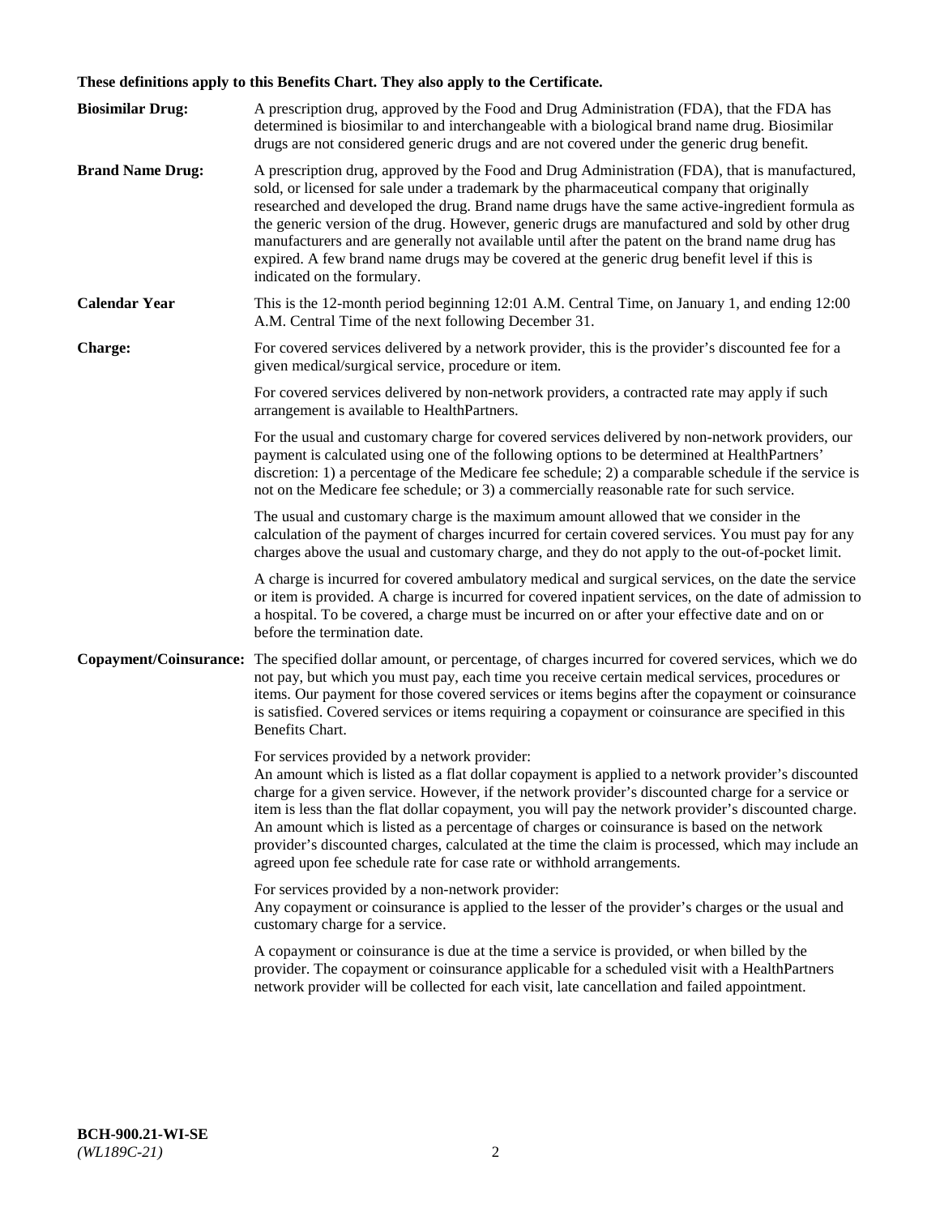**These definitions apply to this Benefits Chart. They also apply to the Certificate.**

**Biosimilar Drug:** A prescription drug, approved by the Food and Drug Administration (FDA), that the FDA has determined is biosimilar to and interchangeable with a biological brand name drug. Biosimilar drugs are not considered generic drugs and are not covered under the generic drug benefit.

**Brand Name Drug:** A prescription drug, approved by the Food and Drug Administration (FDA), that is manufactured, sold, or licensed for sale under a trademark by the pharmaceutical company that originally researched and developed the drug. Brand name drugs have the same active-ingredient formula as the generic version of the drug. However, generic drugs are manufactured and sold by other drug manufacturers and are generally not available until after the patent on the brand name drug has expired. A few brand name drugs may be covered at the generic drug benefit level if this is indicated on the formulary.

**Calendar Year** This is the 12-month period beginning 12:01 A.M. Central Time, on January 1, and ending 12:00 A.M. Central Time of the next following December 31.

**Charge:** For covered services delivered by a network provider, this is the provider's discounted fee for a given medical/surgical service, procedure or item.

For covered services delivered by non-network providers, a contracted rate may apply if such arrangement is available to HealthPartners.

For the usual and customary charge for covered services delivered by non-network providers, our payment is calculated using one of the following options to be determined at HealthPartners' discretion: 1) a percentage of the Medicare fee schedule; 2) a comparable schedule if the service is not on the Medicare fee schedule; or 3) a commercially reasonable rate for such service.

The usual and customary charge is the maximum amount allowed that we consider in the calculation of the payment of charges incurred for certain covered services. You must pay for any charges above the usual and customary charge, and they do not apply to the out-of-pocket limit.

A charge is incurred for covered ambulatory medical and surgical services, on the date the service or item is provided. A charge is incurred for covered inpatient services, on the date of admission to a hospital. To be covered, a charge must be incurred on or after your effective date and on or before the termination date.

**Copayment/Coinsurance:** The specified dollar amount, or percentage, of charges incurred for covered services, which we do not pay, but which you must pay, each time you receive certain medical services, procedures or items. Our payment for those covered services or items begins after the copayment or coinsurance is satisfied. Covered services or items requiring a copayment or coinsurance are specified in this Benefits Chart.

For services provided by a network provider:
An amount which is listed as a flat dollar copayment is applied to a network provider's discounted charge for a given service. However, if the network provider's discounted charge for a service or item is less than the flat dollar copayment, you will pay the network provider's discounted charge. An amount which is listed as a percentage of charges or coinsurance is based on the network provider's discounted charges, calculated at the time the claim is processed, which may include an agreed upon fee schedule rate for case rate or withhold arrangements.

For services provided by a non-network provider:
Any copayment or coinsurance is applied to the lesser of the provider's charges or the usual and customary charge for a service.

A copayment or coinsurance is due at the time a service is provided, or when billed by the provider. The copayment or coinsurance applicable for a scheduled visit with a HealthPartners network provider will be collected for each visit, late cancellation and failed appointment.

**BCH-900.21-WI-SE**
*(WL189C-21)*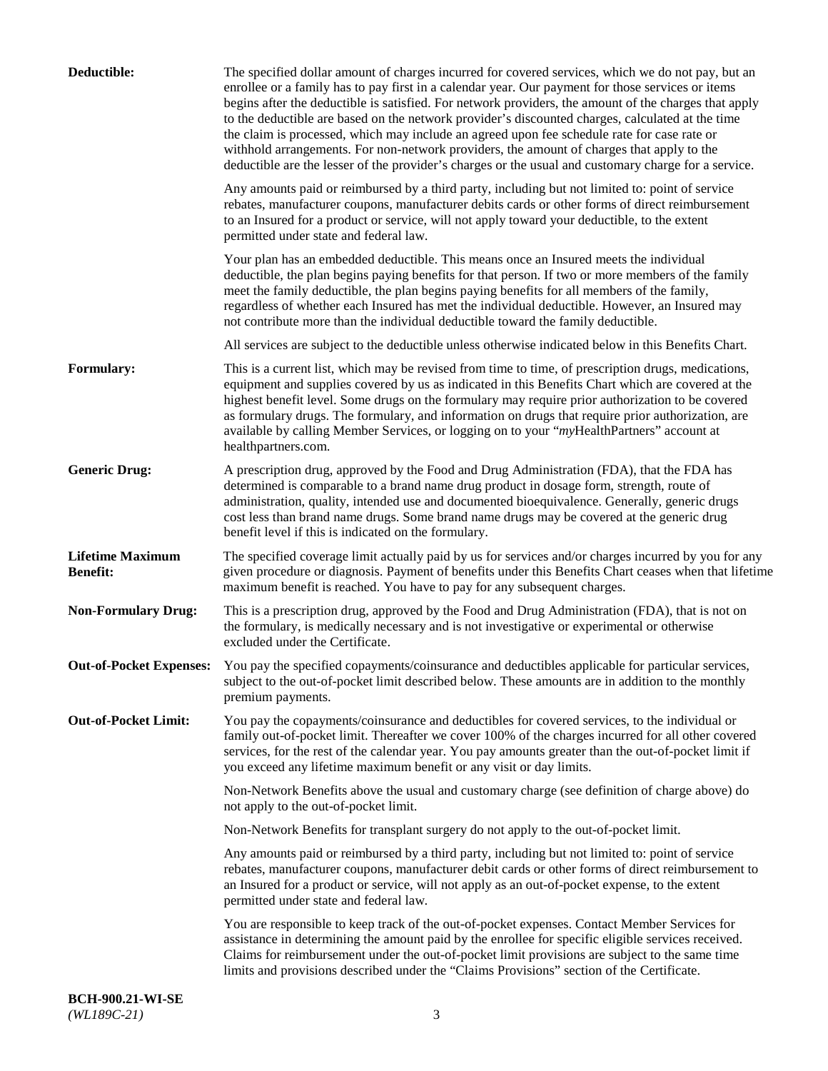**Deductible:** The specified dollar amount of charges incurred for covered services, which we do not pay, but an enrollee or a family has to pay first in a calendar year. Our payment for those services or items begins after the deductible is satisfied. For network providers, the amount of the charges that apply to the deductible are based on the network provider's discounted charges, calculated at the time the claim is processed, which may include an agreed upon fee schedule rate for case rate or withhold arrangements. For non-network providers, the amount of charges that apply to the deductible are the lesser of the provider's charges or the usual and customary charge for a service.

Any amounts paid or reimbursed by a third party, including but not limited to: point of service rebates, manufacturer coupons, manufacturer debits cards or other forms of direct reimbursement to an Insured for a product or service, will not apply toward your deductible, to the extent permitted under state and federal law.

Your plan has an embedded deductible. This means once an Insured meets the individual deductible, the plan begins paying benefits for that person. If two or more members of the family meet the family deductible, the plan begins paying benefits for all members of the family, regardless of whether each Insured has met the individual deductible. However, an Insured may not contribute more than the individual deductible toward the family deductible.

All services are subject to the deductible unless otherwise indicated below in this Benefits Chart.

**Formulary:** This is a current list, which may be revised from time to time, of prescription drugs, medications, equipment and supplies covered by us as indicated in this Benefits Chart which are covered at the highest benefit level. Some drugs on the formulary may require prior authorization to be covered as formulary drugs. The formulary, and information on drugs that require prior authorization, are available by calling Member Services, or logging on to your "*my*HealthPartners" account at healthpartners.com.

**Generic Drug:** A prescription drug, approved by the Food and Drug Administration (FDA), that the FDA has determined is comparable to a brand name drug product in dosage form, strength, route of administration, quality, intended use and documented bioequivalence. Generally, generic drugs cost less than brand name drugs. Some brand name drugs may be covered at the generic drug benefit level if this is indicated on the formulary.

**Lifetime Maximum Benefit:** The specified coverage limit actually paid by us for services and/or charges incurred by you for any given procedure or diagnosis. Payment of benefits under this Benefits Chart ceases when that lifetime maximum benefit is reached. You have to pay for any subsequent charges.

**Non-Formulary Drug:** This is a prescription drug, approved by the Food and Drug Administration (FDA), that is not on the formulary, is medically necessary and is not investigative or experimental or otherwise excluded under the Certificate.

**Out-of-Pocket Expenses:** You pay the specified copayments/coinsurance and deductibles applicable for particular services, subject to the out-of-pocket limit described below. These amounts are in addition to the monthly premium payments.

**Out-of-Pocket Limit:** You pay the copayments/coinsurance and deductibles for covered services, to the individual or family out-of-pocket limit. Thereafter we cover 100% of the charges incurred for all other covered services, for the rest of the calendar year. You pay amounts greater than the out-of-pocket limit if you exceed any lifetime maximum benefit or any visit or day limits.

Non-Network Benefits above the usual and customary charge (see definition of charge above) do not apply to the out-of-pocket limit.

Non-Network Benefits for transplant surgery do not apply to the out-of-pocket limit.

Any amounts paid or reimbursed by a third party, including but not limited to: point of service rebates, manufacturer coupons, manufacturer debit cards or other forms of direct reimbursement to an Insured for a product or service, will not apply as an out-of-pocket expense, to the extent permitted under state and federal law.

You are responsible to keep track of the out-of-pocket expenses. Contact Member Services for assistance in determining the amount paid by the enrollee for specific eligible services received. Claims for reimbursement under the out-of-pocket limit provisions are subject to the same time limits and provisions described under the "Claims Provisions" section of the Certificate.

**BCH-900.21-WI-SE**
*(WL189C-21)*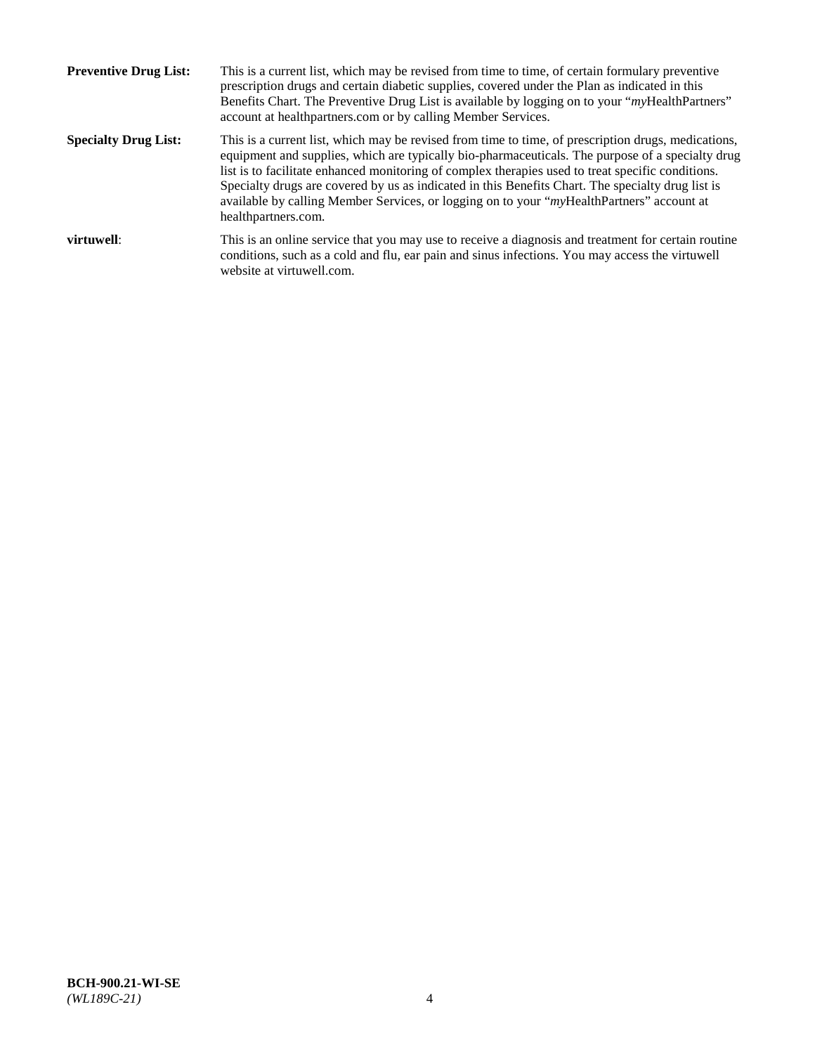**Preventive Drug List:** This is a current list, which may be revised from time to time, of certain formulary preventive prescription drugs and certain diabetic supplies, covered under the Plan as indicated in this Benefits Chart. The Preventive Drug List is available by logging on to your "*my*HealthPartners" account at healthpartners.com or by calling Member Services.

**Specialty Drug List:** This is a current list, which may be revised from time to time, of prescription drugs, medications, equipment and supplies, which are typically bio-pharmaceuticals. The purpose of a specialty drug list is to facilitate enhanced monitoring of complex therapies used to treat specific conditions. Specialty drugs are covered by us as indicated in this Benefits Chart. The specialty drug list is available by calling Member Services, or logging on to your "*my*HealthPartners" account at healthpartners.com.

**virtuwell**: This is an online service that you may use to receive a diagnosis and treatment for certain routine conditions, such as a cold and flu, ear pain and sinus infections. You may access the virtuwell website at virtuwell.com.

**BCH-900.21-WI-SE**
*(WL189C-21)*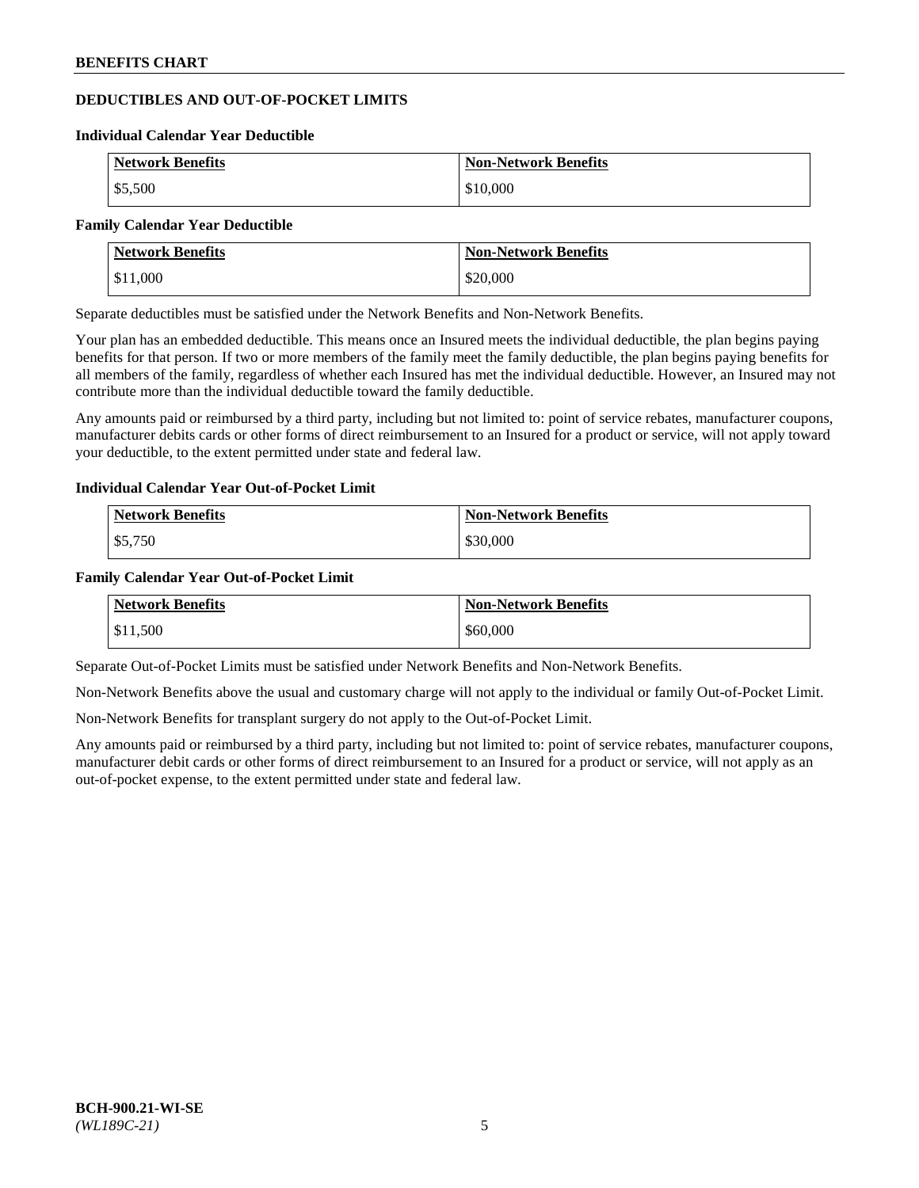## DEDUCTIBLES AND OUT-OF-POCKET LIMITS

### Individual Calendar Year Deductible

| Network Benefits | Non-Network Benefits |
| --- | --- |
| $5,500 | $10,000 |

### Family Calendar Year Deductible

| Network Benefits | Non-Network Benefits |
| --- | --- |
| $11,000 | $20,000 |

Separate deductibles must be satisfied under the Network Benefits and Non-Network Benefits.

Your plan has an embedded deductible. This means once an Insured meets the individual deductible, the plan begins paying benefits for that person. If two or more members of the family meet the family deductible, the plan begins paying benefits for all members of the family, regardless of whether each Insured has met the individual deductible. However, an Insured may not contribute more than the individual deductible toward the family deductible.

Any amounts paid or reimbursed by a third party, including but not limited to: point of service rebates, manufacturer coupons, manufacturer debits cards or other forms of direct reimbursement to an Insured for a product or service, will not apply toward your deductible, to the extent permitted under state and federal law.

### Individual Calendar Year Out-of-Pocket Limit

| Network Benefits | Non-Network Benefits |
| --- | --- |
| $5,750 | $30,000 |

### Family Calendar Year Out-of-Pocket Limit

| Network Benefits | Non-Network Benefits |
| --- | --- |
| $11,500 | $60,000 |

Separate Out-of-Pocket Limits must be satisfied under Network Benefits and Non-Network Benefits.

Non-Network Benefits above the usual and customary charge will not apply to the individual or family Out-of-Pocket Limit.

Non-Network Benefits for transplant surgery do not apply to the Out-of-Pocket Limit.

Any amounts paid or reimbursed by a third party, including but not limited to: point of service rebates, manufacturer coupons, manufacturer debit cards or other forms of direct reimbursement to an Insured for a product or service, will not apply as an out-of-pocket expense, to the extent permitted under state and federal law.

BCH-900.21-WI-SE
*(WL189C-21)*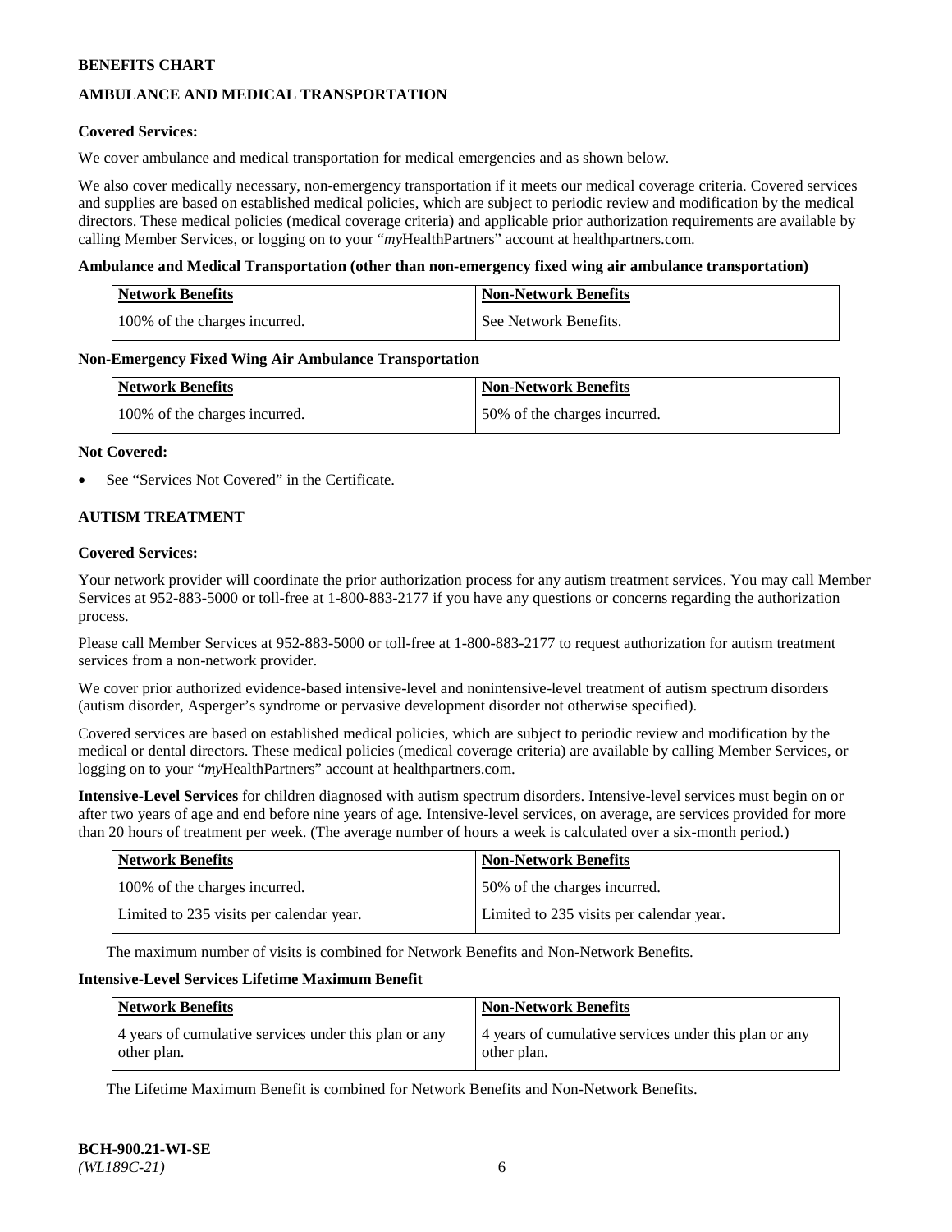## AMBULANCE AND MEDICAL TRANSPORTATION

**Covered Services:**

We cover ambulance and medical transportation for medical emergencies and as shown below.

We also cover medically necessary, non-emergency transportation if it meets our medical coverage criteria. Covered services and supplies are based on established medical policies, which are subject to periodic review and modification by the medical directors. These medical policies (medical coverage criteria) and applicable prior authorization requirements are available by calling Member Services, or logging on to your "*my*HealthPartners" account at healthpartners.com.

**Ambulance and Medical Transportation (other than non-emergency fixed wing air ambulance transportation)**

| Network Benefits | Non-Network Benefits |
|---|---|
| 100% of the charges incurred. | See Network Benefits. |

**Non-Emergency Fixed Wing Air Ambulance Transportation**

| Network Benefits | Non-Network Benefits |
|---|---|
| 100% of the charges incurred. | 50% of the charges incurred. |

**Not Covered:**

- See "Services Not Covered" in the Certificate.

## AUTISM TREATMENT

**Covered Services:**

Your network provider will coordinate the prior authorization process for any autism treatment services. You may call Member Services at 952-883-5000 or toll-free at 1-800-883-2177 if you have any questions or concerns regarding the authorization process.

Please call Member Services at 952-883-5000 or toll-free at 1-800-883-2177 to request authorization for autism treatment services from a non-network provider.

We cover prior authorized evidence-based intensive-level and nonintensive-level treatment of autism spectrum disorders (autism disorder, Asperger's syndrome or pervasive development disorder not otherwise specified).

Covered services are based on established medical policies, which are subject to periodic review and modification by the medical or dental directors. These medical policies (medical coverage criteria) are available by calling Member Services, or logging on to your "*my*HealthPartners" account at healthpartners.com.

**Intensive-Level Services** for children diagnosed with autism spectrum disorders. Intensive-level services must begin on or after two years of age and end before nine years of age. Intensive-level services, on average, are services provided for more than 20 hours of treatment per week. (The average number of hours a week is calculated over a six-month period.)

| Network Benefits | Non-Network Benefits |
|---|---|
| 100% of the charges incurred. | 50% of the charges incurred. |
| Limited to 235 visits per calendar year. | Limited to 235 visits per calendar year. |

The maximum number of visits is combined for Network Benefits and Non-Network Benefits.

**Intensive-Level Services Lifetime Maximum Benefit**

| Network Benefits | Non-Network Benefits |
|---|---|
| 4 years of cumulative services under this plan or any other plan. | 4 years of cumulative services under this plan or any other plan. |

The Lifetime Maximum Benefit is combined for Network Benefits and Non-Network Benefits.

**BCH-900.21-WI-SE**
*(WL189C-21)*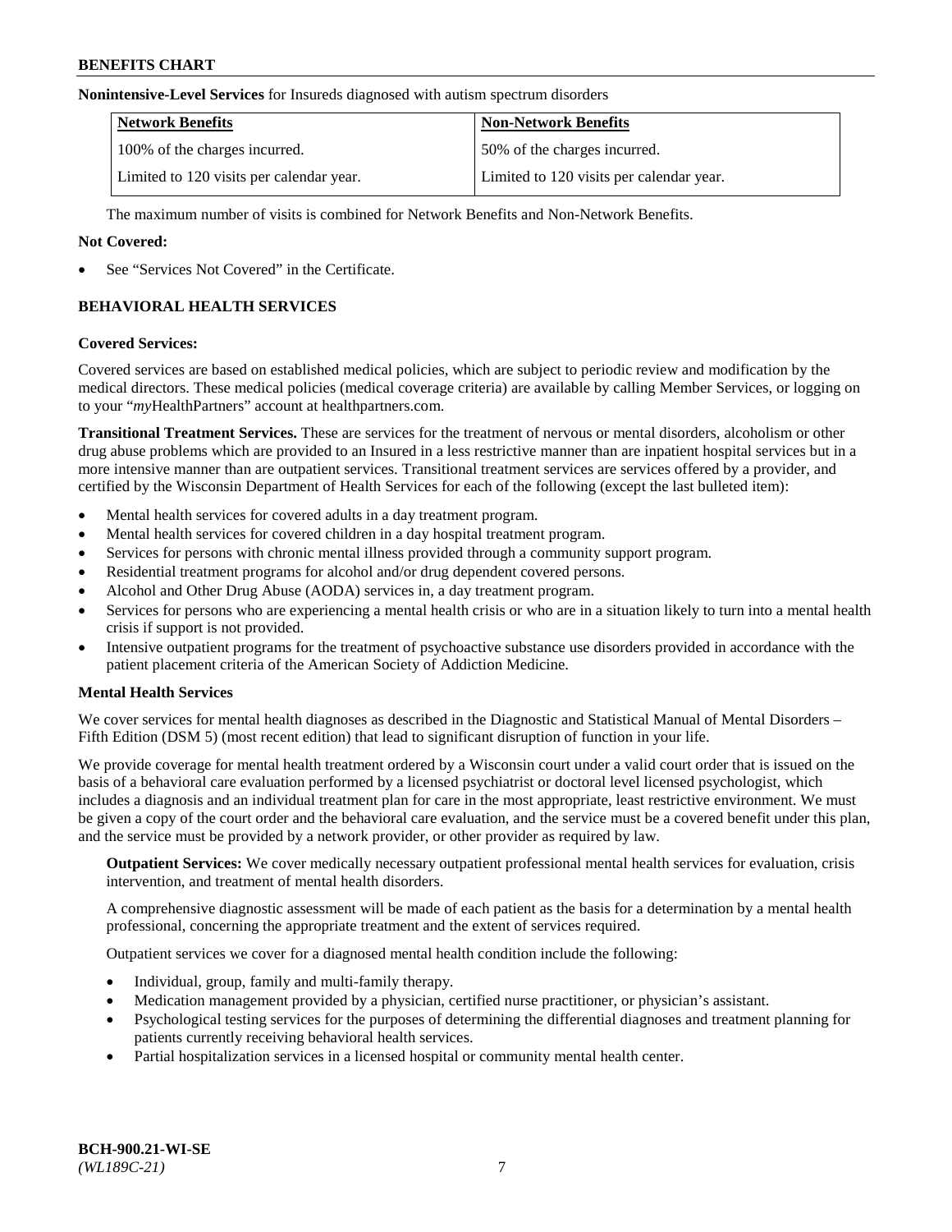**Nonintensive-Level Services** for Insureds diagnosed with autism spectrum disorders

| Network Benefits | Non-Network Benefits |
| --- | --- |
| 100% of the charges incurred. | 50% of the charges incurred. |
| Limited to 120 visits per calendar year. | Limited to 120 visits per calendar year. |

The maximum number of visits is combined for Network Benefits and Non-Network Benefits.

**Not Covered:**

- See "Services Not Covered" in the Certificate.

## BEHAVIORAL HEALTH SERVICES

**Covered Services:**

Covered services are based on established medical policies, which are subject to periodic review and modification by the medical directors. These medical policies (medical coverage criteria) are available by calling Member Services, or logging on to your "*my*HealthPartners" account at healthpartners.com.

**Transitional Treatment Services.** These are services for the treatment of nervous or mental disorders, alcoholism or other drug abuse problems which are provided to an Insured in a less restrictive manner than are inpatient hospital services but in a more intensive manner than are outpatient services. Transitional treatment services are services offered by a provider, and certified by the Wisconsin Department of Health Services for each of the following (except the last bulleted item):

- Mental health services for covered adults in a day treatment program.
- Mental health services for covered children in a day hospital treatment program.
- Services for persons with chronic mental illness provided through a community support program.
- Residential treatment programs for alcohol and/or drug dependent covered persons.
- Alcohol and Other Drug Abuse (AODA) services in, a day treatment program.
- Services for persons who are experiencing a mental health crisis or who are in a situation likely to turn into a mental health crisis if support is not provided.
- Intensive outpatient programs for the treatment of psychoactive substance use disorders provided in accordance with the patient placement criteria of the American Society of Addiction Medicine.

**Mental Health Services**

We cover services for mental health diagnoses as described in the Diagnostic and Statistical Manual of Mental Disorders – Fifth Edition (DSM 5) (most recent edition) that lead to significant disruption of function in your life.

We provide coverage for mental health treatment ordered by a Wisconsin court under a valid court order that is issued on the basis of a behavioral care evaluation performed by a licensed psychiatrist or doctoral level licensed psychologist, which includes a diagnosis and an individual treatment plan for care in the most appropriate, least restrictive environment. We must be given a copy of the court order and the behavioral care evaluation, and the service must be a covered benefit under this plan, and the service must be provided by a network provider, or other provider as required by law.

**Outpatient Services:** We cover medically necessary outpatient professional mental health services for evaluation, crisis intervention, and treatment of mental health disorders.

A comprehensive diagnostic assessment will be made of each patient as the basis for a determination by a mental health professional, concerning the appropriate treatment and the extent of services required.

Outpatient services we cover for a diagnosed mental health condition include the following:

- Individual, group, family and multi-family therapy.
- Medication management provided by a physician, certified nurse practitioner, or physician's assistant.
- Psychological testing services for the purposes of determining the differential diagnoses and treatment planning for patients currently receiving behavioral health services.
- Partial hospitalization services in a licensed hospital or community mental health center.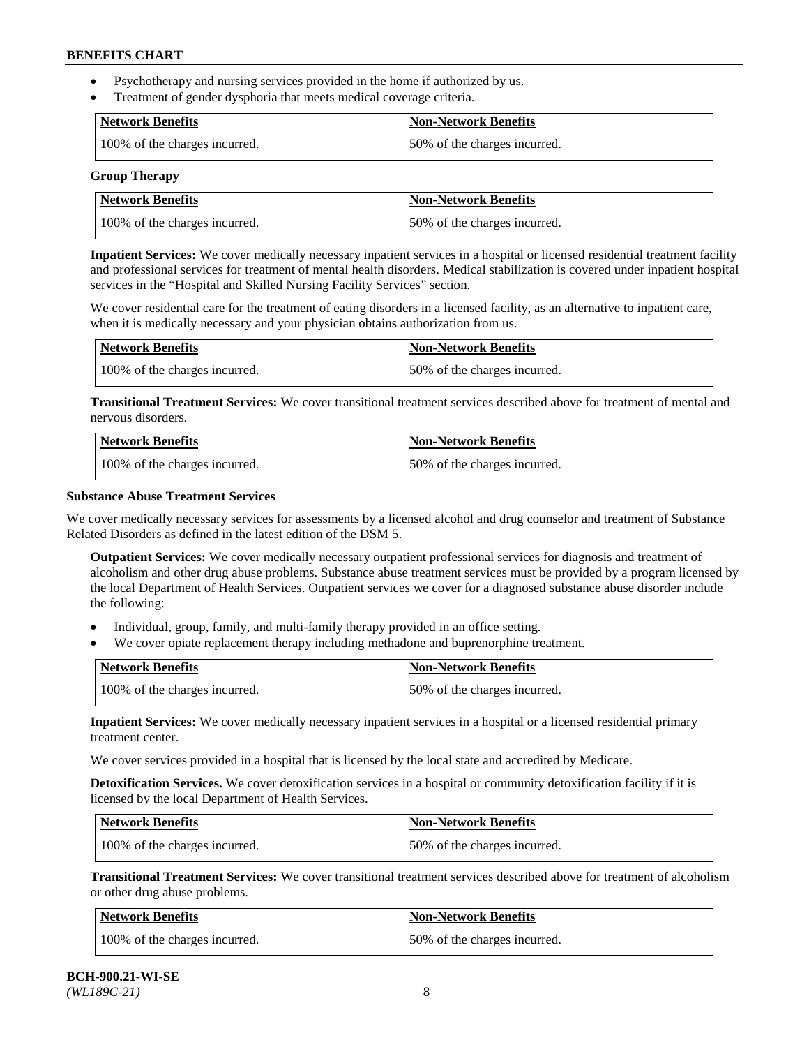- Psychotherapy and nursing services provided in the home if authorized by us.
- Treatment of gender dysphoria that meets medical coverage criteria.

| Network Benefits | Non-Network Benefits |
|---|---|
| 100% of the charges incurred. | 50% of the charges incurred. |

**Group Therapy**

| Network Benefits | Non-Network Benefits |
|---|---|
| 100% of the charges incurred. | 50% of the charges incurred. |

**Inpatient Services:** We cover medically necessary inpatient services in a hospital or licensed residential treatment facility and professional services for treatment of mental health disorders. Medical stabilization is covered under inpatient hospital services in the "Hospital and Skilled Nursing Facility Services" section.

We cover residential care for the treatment of eating disorders in a licensed facility, as an alternative to inpatient care, when it is medically necessary and your physician obtains authorization from us.

| Network Benefits | Non-Network Benefits |
|---|---|
| 100% of the charges incurred. | 50% of the charges incurred. |

**Transitional Treatment Services:** We cover transitional treatment services described above for treatment of mental and nervous disorders.

| Network Benefits | Non-Network Benefits |
|---|---|
| 100% of the charges incurred. | 50% of the charges incurred. |

**Substance Abuse Treatment Services**

We cover medically necessary services for assessments by a licensed alcohol and drug counselor and treatment of Substance Related Disorders as defined in the latest edition of the DSM 5.

**Outpatient Services:** We cover medically necessary outpatient professional services for diagnosis and treatment of alcoholism and other drug abuse problems. Substance abuse treatment services must be provided by a program licensed by the local Department of Health Services. Outpatient services we cover for a diagnosed substance abuse disorder include the following:

- Individual, group, family, and multi-family therapy provided in an office setting.
- We cover opiate replacement therapy including methadone and buprenorphine treatment.

| Network Benefits | Non-Network Benefits |
|---|---|
| 100% of the charges incurred. | 50% of the charges incurred. |

**Inpatient Services:** We cover medically necessary inpatient services in a hospital or a licensed residential primary treatment center.

We cover services provided in a hospital that is licensed by the local state and accredited by Medicare.

**Detoxification Services.** We cover detoxification services in a hospital or community detoxification facility if it is licensed by the local Department of Health Services.

| Network Benefits | Non-Network Benefits |
|---|---|
| 100% of the charges incurred. | 50% of the charges incurred. |

**Transitional Treatment Services:** We cover transitional treatment services described above for treatment of alcoholism or other drug abuse problems.

| Network Benefits | Non-Network Benefits |
|---|---|
| 100% of the charges incurred. | 50% of the charges incurred. |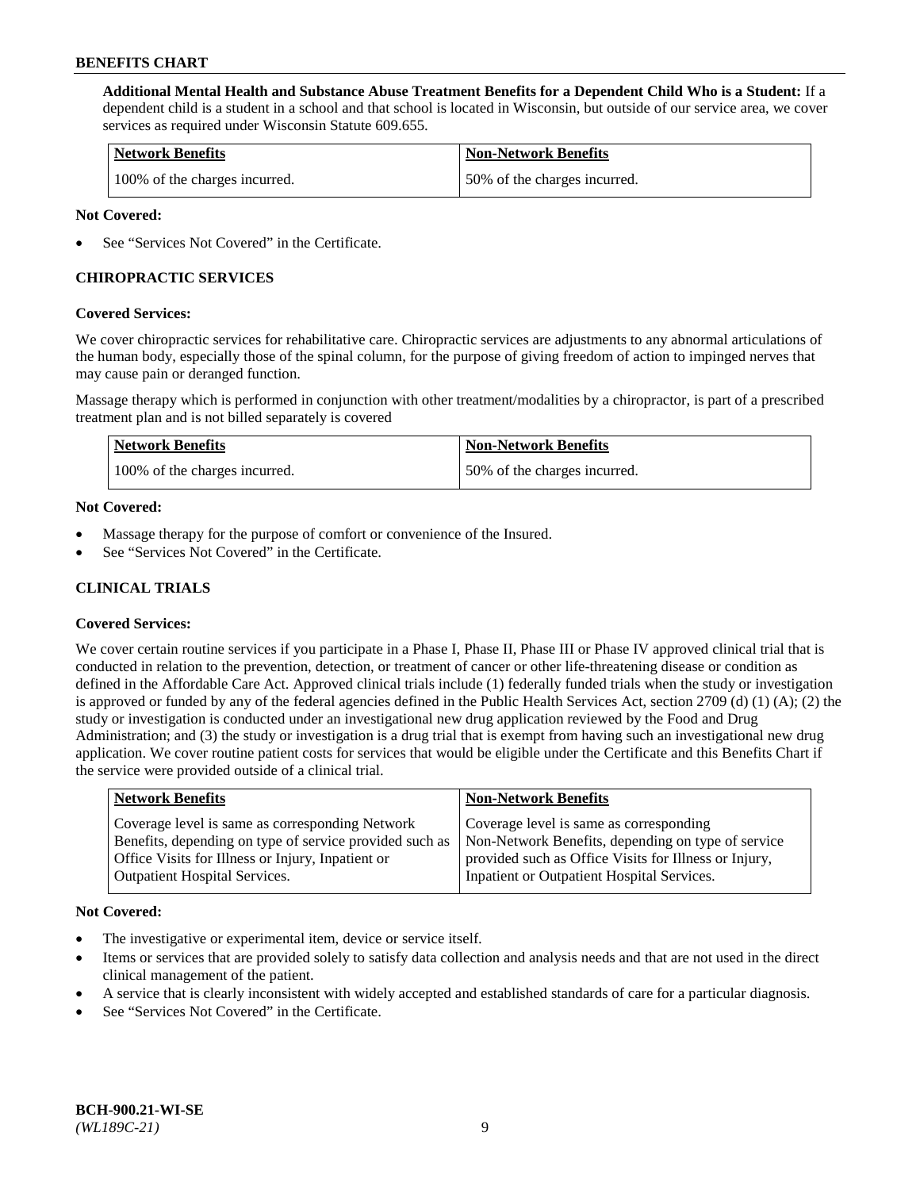**Additional Mental Health and Substance Abuse Treatment Benefits for a Dependent Child Who is a Student:** If a dependent child is a student in a school and that school is located in Wisconsin, but outside of our service area, we cover services as required under Wisconsin Statute 609.655.

| Network Benefits | Non-Network Benefits |
| --- | --- |
| 100% of the charges incurred. | 50% of the charges incurred. |

**Not Covered:**

- See "Services Not Covered" in the Certificate.

## CHIROPRACTIC SERVICES

**Covered Services:**

We cover chiropractic services for rehabilitative care. Chiropractic services are adjustments to any abnormal articulations of the human body, especially those of the spinal column, for the purpose of giving freedom of action to impinged nerves that may cause pain or deranged function.

Massage therapy which is performed in conjunction with other treatment/modalities by a chiropractor, is part of a prescribed treatment plan and is not billed separately is covered

| Network Benefits | Non-Network Benefits |
| --- | --- |
| 100% of the charges incurred. | 50% of the charges incurred. |

**Not Covered:**

- Massage therapy for the purpose of comfort or convenience of the Insured.
- See "Services Not Covered" in the Certificate.

## CLINICAL TRIALS

**Covered Services:**

We cover certain routine services if you participate in a Phase I, Phase II, Phase III or Phase IV approved clinical trial that is conducted in relation to the prevention, detection, or treatment of cancer or other life-threatening disease or condition as defined in the Affordable Care Act. Approved clinical trials include (1) federally funded trials when the study or investigation is approved or funded by any of the federal agencies defined in the Public Health Services Act, section 2709 (d) (1) (A); (2) the study or investigation is conducted under an investigational new drug application reviewed by the Food and Drug Administration; and (3) the study or investigation is a drug trial that is exempt from having such an investigational new drug application. We cover routine patient costs for services that would be eligible under the Certificate and this Benefits Chart if the service were provided outside of a clinical trial.

| Network Benefits | Non-Network Benefits |
| --- | --- |
| Coverage level is same as corresponding Network Benefits, depending on type of service provided such as Office Visits for Illness or Injury, Inpatient or Outpatient Hospital Services. | Coverage level is same as corresponding Non-Network Benefits, depending on type of service provided such as Office Visits for Illness or Injury, Inpatient or Outpatient Hospital Services. |

**Not Covered:**

- The investigative or experimental item, device or service itself.
- Items or services that are provided solely to satisfy data collection and analysis needs and that are not used in the direct clinical management of the patient.
- A service that is clearly inconsistent with widely accepted and established standards of care for a particular diagnosis.
- See "Services Not Covered" in the Certificate.

BCH-900.21-WI-SE
*(WL189C-21)*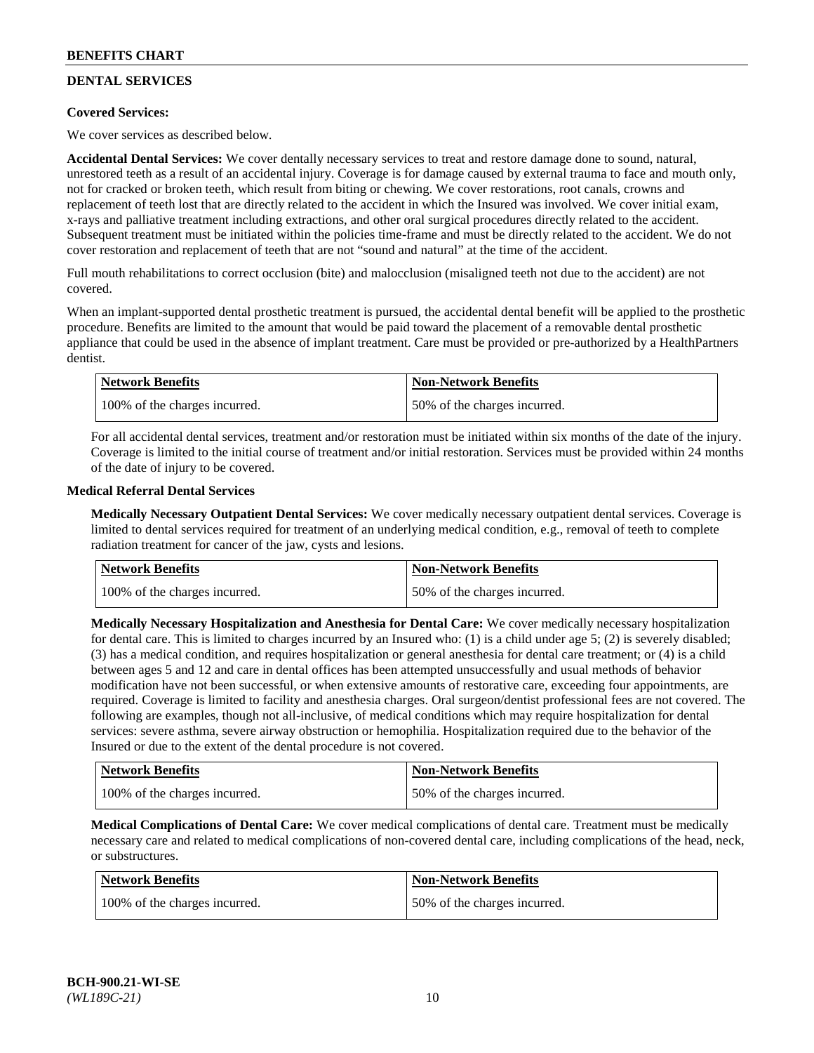## DENTAL SERVICES

**Covered Services:**

We cover services as described below.

**Accidental Dental Services:** We cover dentally necessary services to treat and restore damage done to sound, natural, unrestored teeth as a result of an accidental injury. Coverage is for damage caused by external trauma to face and mouth only, not for cracked or broken teeth, which result from biting or chewing. We cover restorations, root canals, crowns and replacement of teeth lost that are directly related to the accident in which the Insured was involved. We cover initial exam, x-rays and palliative treatment including extractions, and other oral surgical procedures directly related to the accident. Subsequent treatment must be initiated within the policies time-frame and must be directly related to the accident. We do not cover restoration and replacement of teeth that are not "sound and natural" at the time of the accident.

Full mouth rehabilitations to correct occlusion (bite) and malocclusion (misaligned teeth not due to the accident) are not covered.

When an implant-supported dental prosthetic treatment is pursued, the accidental dental benefit will be applied to the prosthetic procedure. Benefits are limited to the amount that would be paid toward the placement of a removable dental prosthetic appliance that could be used in the absence of implant treatment. Care must be provided or pre-authorized by a HealthPartners dentist.

| Network Benefits | Non-Network Benefits |
|---|---|
| 100% of the charges incurred. | 50% of the charges incurred. |

For all accidental dental services, treatment and/or restoration must be initiated within six months of the date of the injury. Coverage is limited to the initial course of treatment and/or initial restoration. Services must be provided within 24 months of the date of injury to be covered.

**Medical Referral Dental Services**

**Medically Necessary Outpatient Dental Services:** We cover medically necessary outpatient dental services. Coverage is limited to dental services required for treatment of an underlying medical condition, e.g., removal of teeth to complete radiation treatment for cancer of the jaw, cysts and lesions.

| Network Benefits | Non-Network Benefits |
|---|---|
| 100% of the charges incurred. | 50% of the charges incurred. |

**Medically Necessary Hospitalization and Anesthesia for Dental Care:** We cover medically necessary hospitalization for dental care. This is limited to charges incurred by an Insured who: (1) is a child under age 5; (2) is severely disabled; (3) has a medical condition, and requires hospitalization or general anesthesia for dental care treatment; or (4) is a child between ages 5 and 12 and care in dental offices has been attempted unsuccessfully and usual methods of behavior modification have not been successful, or when extensive amounts of restorative care, exceeding four appointments, are required. Coverage is limited to facility and anesthesia charges. Oral surgeon/dentist professional fees are not covered. The following are examples, though not all-inclusive, of medical conditions which may require hospitalization for dental services: severe asthma, severe airway obstruction or hemophilia. Hospitalization required due to the behavior of the Insured or due to the extent of the dental procedure is not covered.

| Network Benefits | Non-Network Benefits |
|---|---|
| 100% of the charges incurred. | 50% of the charges incurred. |

**Medical Complications of Dental Care:** We cover medical complications of dental care. Treatment must be medically necessary care and related to medical complications of non-covered dental care, including complications of the head, neck, or substructures.

| Network Benefits | Non-Network Benefits |
|---|---|
| 100% of the charges incurred. | 50% of the charges incurred. |

BCH-900.21-WI-SE
*(WL189C-21)*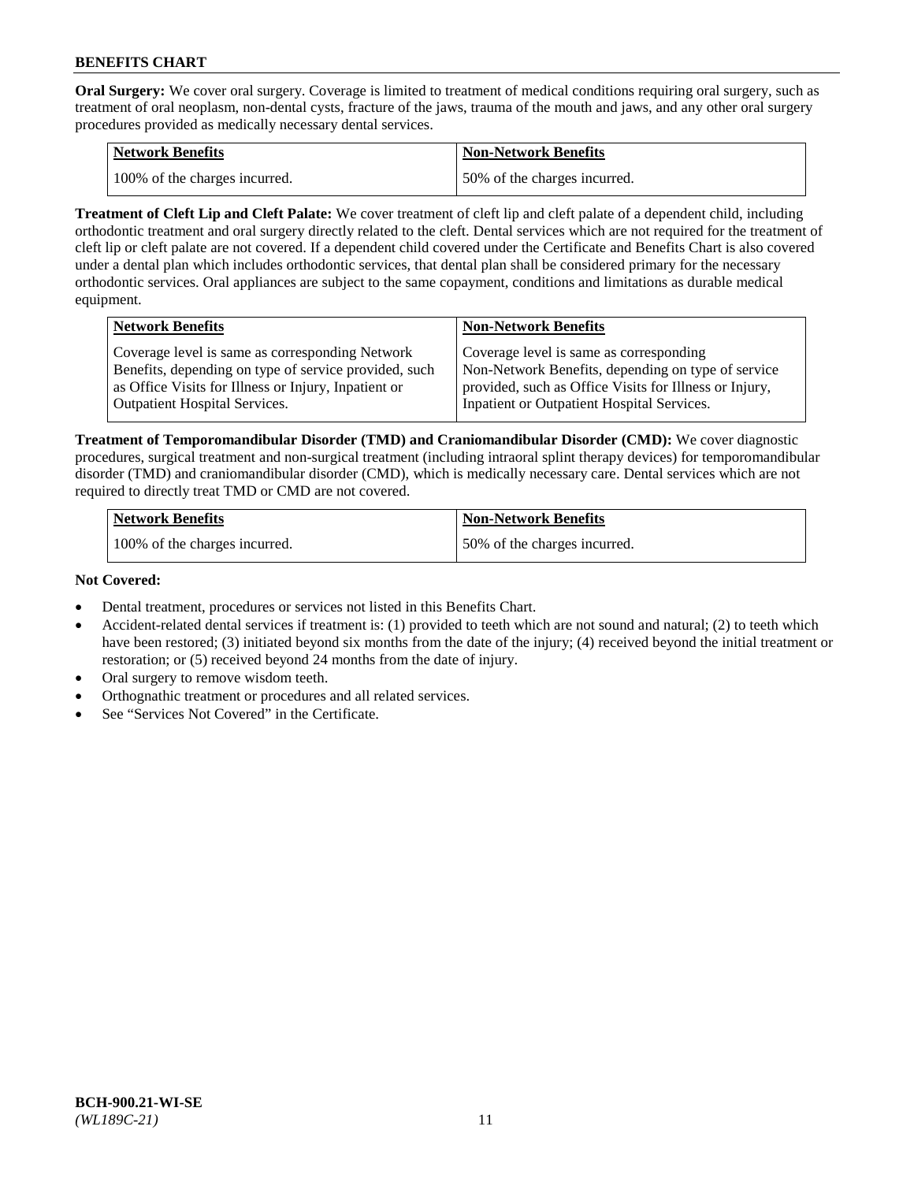**Oral Surgery:** We cover oral surgery. Coverage is limited to treatment of medical conditions requiring oral surgery, such as treatment of oral neoplasm, non-dental cysts, fracture of the jaws, trauma of the mouth and jaws, and any other oral surgery procedures provided as medically necessary dental services.

| Network Benefits | Non-Network Benefits |
| --- | --- |
| 100% of the charges incurred. | 50% of the charges incurred. |

**Treatment of Cleft Lip and Cleft Palate:** We cover treatment of cleft lip and cleft palate of a dependent child, including orthodontic treatment and oral surgery directly related to the cleft. Dental services which are not required for the treatment of cleft lip or cleft palate are not covered. If a dependent child covered under the Certificate and Benefits Chart is also covered under a dental plan which includes orthodontic services, that dental plan shall be considered primary for the necessary orthodontic services. Oral appliances are subject to the same copayment, conditions and limitations as durable medical equipment.

| Network Benefits | Non-Network Benefits |
| --- | --- |
| Coverage level is same as corresponding Network Benefits, depending on type of service provided, such as Office Visits for Illness or Injury, Inpatient or Outpatient Hospital Services. | Coverage level is same as corresponding Non-Network Benefits, depending on type of service provided, such as Office Visits for Illness or Injury, Inpatient or Outpatient Hospital Services. |

**Treatment of Temporomandibular Disorder (TMD) and Craniomandibular Disorder (CMD):** We cover diagnostic procedures, surgical treatment and non-surgical treatment (including intraoral splint therapy devices) for temporomandibular disorder (TMD) and craniomandibular disorder (CMD), which is medically necessary care. Dental services which are not required to directly treat TMD or CMD are not covered.

| Network Benefits | Non-Network Benefits |
| --- | --- |
| 100% of the charges incurred. | 50% of the charges incurred. |

**Not Covered:**

- Dental treatment, procedures or services not listed in this Benefits Chart.
- Accident-related dental services if treatment is: (1) provided to teeth which are not sound and natural; (2) to teeth which have been restored; (3) initiated beyond six months from the date of the injury; (4) received beyond the initial treatment or restoration; or (5) received beyond 24 months from the date of injury.
- Oral surgery to remove wisdom teeth.
- Orthognathic treatment or procedures and all related services.
- See "Services Not Covered" in the Certificate.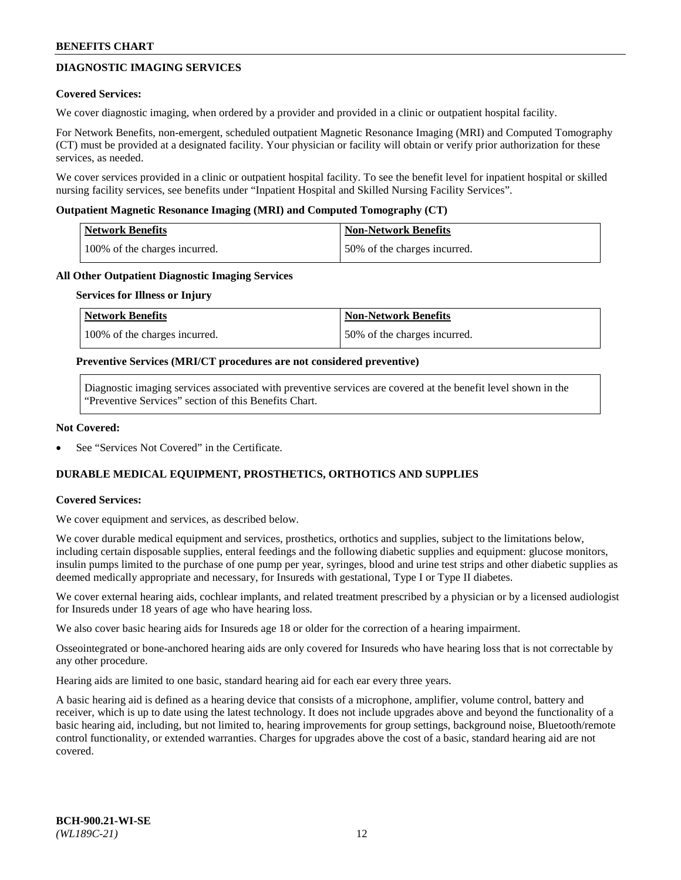## DIAGNOSTIC IMAGING SERVICES

**Covered Services:**

We cover diagnostic imaging, when ordered by a provider and provided in a clinic or outpatient hospital facility.

For Network Benefits, non-emergent, scheduled outpatient Magnetic Resonance Imaging (MRI) and Computed Tomography (CT) must be provided at a designated facility. Your physician or facility will obtain or verify prior authorization for these services, as needed.

We cover services provided in a clinic or outpatient hospital facility. To see the benefit level for inpatient hospital or skilled nursing facility services, see benefits under "Inpatient Hospital and Skilled Nursing Facility Services".

**Outpatient Magnetic Resonance Imaging (MRI) and Computed Tomography (CT)**

| Network Benefits | Non-Network Benefits |
| --- | --- |
| 100% of the charges incurred. | 50% of the charges incurred. |

**All Other Outpatient Diagnostic Imaging Services**

**Services for Illness or Injury**

| Network Benefits | Non-Network Benefits |
| --- | --- |
| 100% of the charges incurred. | 50% of the charges incurred. |

**Preventive Services (MRI/CT procedures are not considered preventive)**

Diagnostic imaging services associated with preventive services are covered at the benefit level shown in the "Preventive Services" section of this Benefits Chart.

**Not Covered:**

- See "Services Not Covered" in the Certificate.

## DURABLE MEDICAL EQUIPMENT, PROSTHETICS, ORTHOTICS AND SUPPLIES

**Covered Services:**

We cover equipment and services, as described below.

We cover durable medical equipment and services, prosthetics, orthotics and supplies, subject to the limitations below, including certain disposable supplies, enteral feedings and the following diabetic supplies and equipment: glucose monitors, insulin pumps limited to the purchase of one pump per year, syringes, blood and urine test strips and other diabetic supplies as deemed medically appropriate and necessary, for Insureds with gestational, Type I or Type II diabetes.

We cover external hearing aids, cochlear implants, and related treatment prescribed by a physician or by a licensed audiologist for Insureds under 18 years of age who have hearing loss.

We also cover basic hearing aids for Insureds age 18 or older for the correction of a hearing impairment.

Osseointegrated or bone-anchored hearing aids are only covered for Insureds who have hearing loss that is not correctable by any other procedure.

Hearing aids are limited to one basic, standard hearing aid for each ear every three years.

A basic hearing aid is defined as a hearing device that consists of a microphone, amplifier, volume control, battery and receiver, which is up to date using the latest technology. It does not include upgrades above and beyond the functionality of a basic hearing aid, including, but not limited to, hearing improvements for group settings, background noise, Bluetooth/remote control functionality, or extended warranties. Charges for upgrades above the cost of a basic, standard hearing aid are not covered.

**BCH-900.21-WI-SE**
*(WL189C-21)*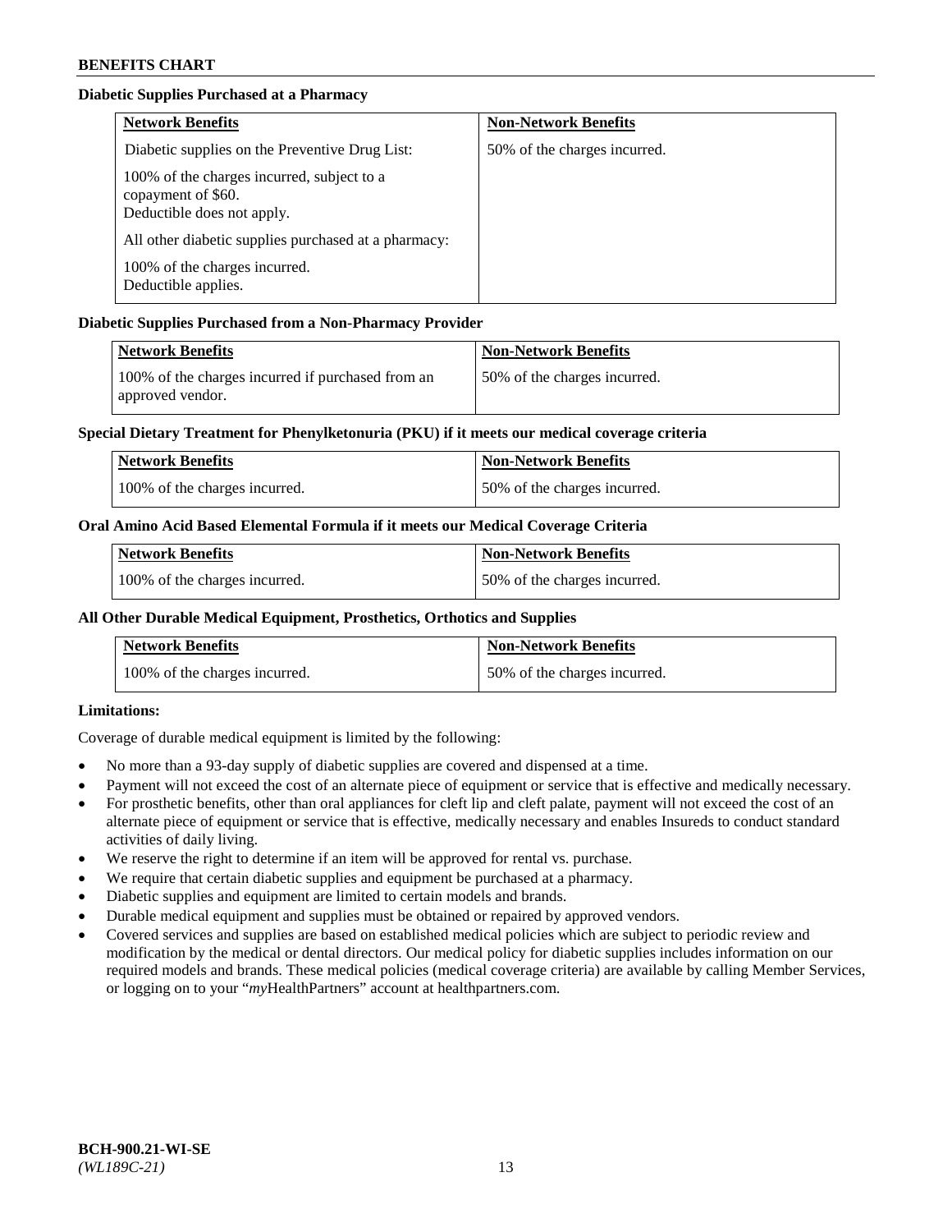**Diabetic Supplies Purchased at a Pharmacy**

| Network Benefits | Non-Network Benefits |
| --- | --- |
| Diabetic supplies on the Preventive Drug List:<br><br>100% of the charges incurred, subject to a copayment of $60.<br>Deductible does not apply.<br><br>All other diabetic supplies purchased at a pharmacy:<br><br>100% of the charges incurred.<br>Deductible applies. | 50% of the charges incurred. |

**Diabetic Supplies Purchased from a Non-Pharmacy Provider**

| Network Benefits | Non-Network Benefits |
| --- | --- |
| 100% of the charges incurred if purchased from an approved vendor. | 50% of the charges incurred. |

**Special Dietary Treatment for Phenylketonuria (PKU) if it meets our medical coverage criteria**

| Network Benefits | Non-Network Benefits |
| --- | --- |
| 100% of the charges incurred. | 50% of the charges incurred. |

**Oral Amino Acid Based Elemental Formula if it meets our Medical Coverage Criteria**

| Network Benefits | Non-Network Benefits |
| --- | --- |
| 100% of the charges incurred. | 50% of the charges incurred. |

**All Other Durable Medical Equipment, Prosthetics, Orthotics and Supplies**

| Network Benefits | Non-Network Benefits |
| --- | --- |
| 100% of the charges incurred. | 50% of the charges incurred. |

**Limitations:**

Coverage of durable medical equipment is limited by the following:

- No more than a 93-day supply of diabetic supplies are covered and dispensed at a time.
- Payment will not exceed the cost of an alternate piece of equipment or service that is effective and medically necessary.
- For prosthetic benefits, other than oral appliances for cleft lip and cleft palate, payment will not exceed the cost of an alternate piece of equipment or service that is effective, medically necessary and enables Insureds to conduct standard activities of daily living.
- We reserve the right to determine if an item will be approved for rental vs. purchase.
- We require that certain diabetic supplies and equipment be purchased at a pharmacy.
- Diabetic supplies and equipment are limited to certain models and brands.
- Durable medical equipment and supplies must be obtained or repaired by approved vendors.
- Covered services and supplies are based on established medical policies which are subject to periodic review and modification by the medical or dental directors. Our medical policy for diabetic supplies includes information on our required models and brands. These medical policies (medical coverage criteria) are available by calling Member Services, or logging on to your "*my*HealthPartners" account at healthpartners.com.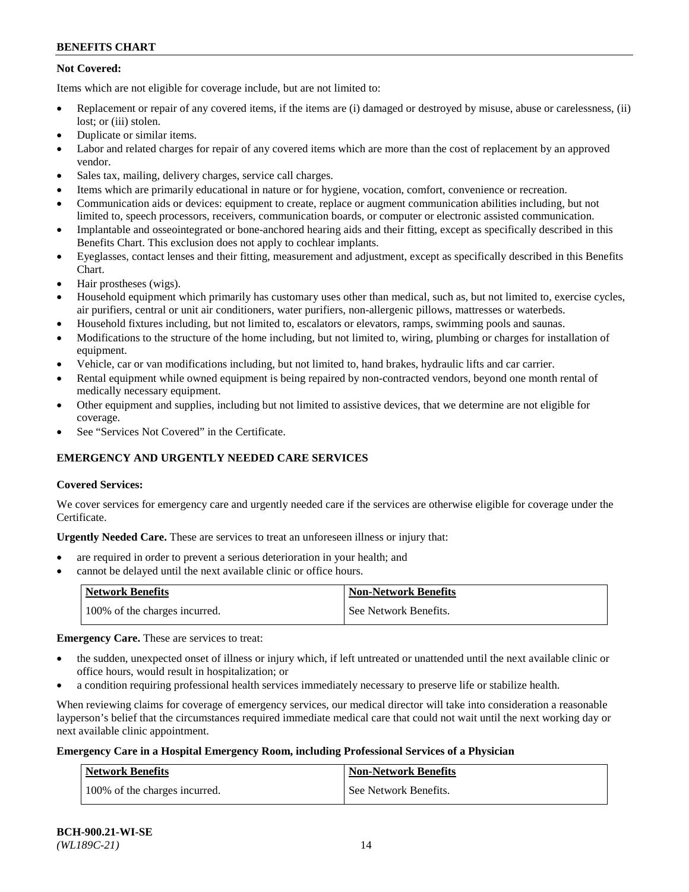**Not Covered:**

Items which are not eligible for coverage include, but are not limited to:

- Replacement or repair of any covered items, if the items are (i) damaged or destroyed by misuse, abuse or carelessness, (ii) lost; or (iii) stolen.
- Duplicate or similar items.
- Labor and related charges for repair of any covered items which are more than the cost of replacement by an approved vendor.
- Sales tax, mailing, delivery charges, service call charges.
- Items which are primarily educational in nature or for hygiene, vocation, comfort, convenience or recreation.
- Communication aids or devices: equipment to create, replace or augment communication abilities including, but not limited to, speech processors, receivers, communication boards, or computer or electronic assisted communication.
- Implantable and osseointegrated or bone-anchored hearing aids and their fitting, except as specifically described in this Benefits Chart. This exclusion does not apply to cochlear implants.
- Eyeglasses, contact lenses and their fitting, measurement and adjustment, except as specifically described in this Benefits Chart.
- Hair prostheses (wigs).
- Household equipment which primarily has customary uses other than medical, such as, but not limited to, exercise cycles, air purifiers, central or unit air conditioners, water purifiers, non-allergenic pillows, mattresses or waterbeds.
- Household fixtures including, but not limited to, escalators or elevators, ramps, swimming pools and saunas.
- Modifications to the structure of the home including, but not limited to, wiring, plumbing or charges for installation of equipment.
- Vehicle, car or van modifications including, but not limited to, hand brakes, hydraulic lifts and car carrier.
- Rental equipment while owned equipment is being repaired by non-contracted vendors, beyond one month rental of medically necessary equipment.
- Other equipment and supplies, including but not limited to assistive devices, that we determine are not eligible for coverage.
- See "Services Not Covered" in the Certificate.

## EMERGENCY AND URGENTLY NEEDED CARE SERVICES

**Covered Services:**

We cover services for emergency care and urgently needed care if the services are otherwise eligible for coverage under the Certificate.

**Urgently Needed Care.** These are services to treat an unforeseen illness or injury that:

- are required in order to prevent a serious deterioration in your health; and
- cannot be delayed until the next available clinic or office hours.

| Network Benefits | Non-Network Benefits |
|---|---|
| 100% of the charges incurred. | See Network Benefits. |

**Emergency Care.** These are services to treat:

- the sudden, unexpected onset of illness or injury which, if left untreated or unattended until the next available clinic or office hours, would result in hospitalization; or
- a condition requiring professional health services immediately necessary to preserve life or stabilize health.

When reviewing claims for coverage of emergency services, our medical director will take into consideration a reasonable layperson's belief that the circumstances required immediate medical care that could not wait until the next working day or next available clinic appointment.

**Emergency Care in a Hospital Emergency Room, including Professional Services of a Physician**

| Network Benefits | Non-Network Benefits |
|---|---|
| 100% of the charges incurred. | See Network Benefits. |

BCH-900.21-WI-SE
*(WL189C-21)*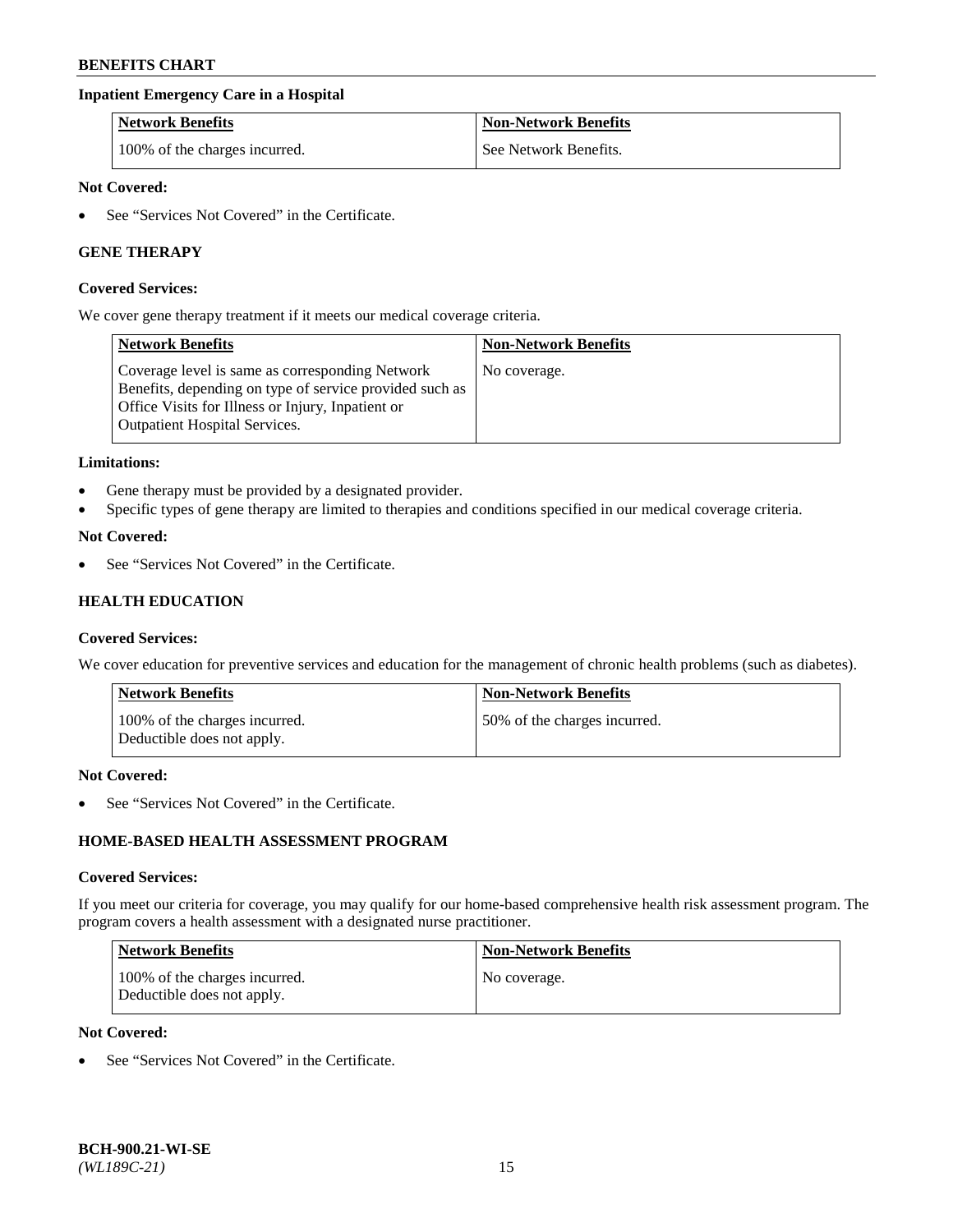### Inpatient Emergency Care in a Hospital

| Network Benefits | Non-Network Benefits |
| --- | --- |
| 100% of the charges incurred. | See Network Benefits. |

**Not Covered:**

- See "Services Not Covered" in the Certificate.

## GENE THERAPY

**Covered Services:**

We cover gene therapy treatment if it meets our medical coverage criteria.

| Network Benefits | Non-Network Benefits |
| --- | --- |
| Coverage level is same as corresponding Network Benefits, depending on type of service provided such as Office Visits for Illness or Injury, Inpatient or Outpatient Hospital Services. | No coverage. |

**Limitations:**

- Gene therapy must be provided by a designated provider.
- Specific types of gene therapy are limited to therapies and conditions specified in our medical coverage criteria.

**Not Covered:**

- See "Services Not Covered" in the Certificate.

## HEALTH EDUCATION

**Covered Services:**

We cover education for preventive services and education for the management of chronic health problems (such as diabetes).

| Network Benefits | Non-Network Benefits |
| --- | --- |
| 100% of the charges incurred. Deductible does not apply. | 50% of the charges incurred. |

**Not Covered:**

- See "Services Not Covered" in the Certificate.

## HOME-BASED HEALTH ASSESSMENT PROGRAM

**Covered Services:**

If you meet our criteria for coverage, you may qualify for our home-based comprehensive health risk assessment program. The program covers a health assessment with a designated nurse practitioner.

| Network Benefits | Non-Network Benefits |
| --- | --- |
| 100% of the charges incurred. Deductible does not apply. | No coverage. |

**Not Covered:**

- See "Services Not Covered" in the Certificate.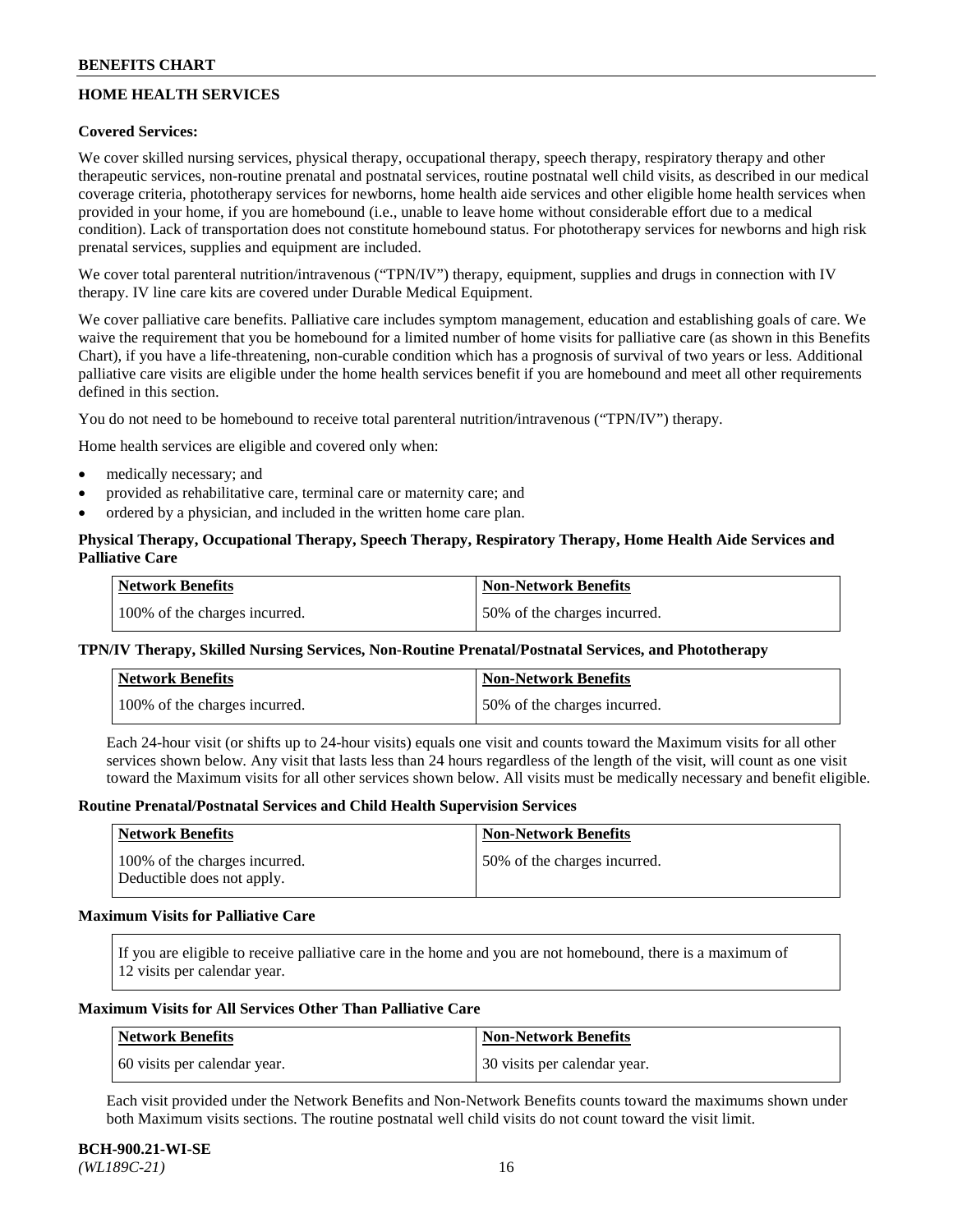## HOME HEALTH SERVICES

**Covered Services:**

We cover skilled nursing services, physical therapy, occupational therapy, speech therapy, respiratory therapy and other therapeutic services, non-routine prenatal and postnatal services, routine postnatal well child visits, as described in our medical coverage criteria, phototherapy services for newborns, home health aide services and other eligible home health services when provided in your home, if you are homebound (i.e., unable to leave home without considerable effort due to a medical condition). Lack of transportation does not constitute homebound status. For phototherapy services for newborns and high risk prenatal services, supplies and equipment are included.

We cover total parenteral nutrition/intravenous ("TPN/IV") therapy, equipment, supplies and drugs in connection with IV therapy. IV line care kits are covered under Durable Medical Equipment.

We cover palliative care benefits. Palliative care includes symptom management, education and establishing goals of care. We waive the requirement that you be homebound for a limited number of home visits for palliative care (as shown in this Benefits Chart), if you have a life-threatening, non-curable condition which has a prognosis of survival of two years or less. Additional palliative care visits are eligible under the home health services benefit if you are homebound and meet all other requirements defined in this section.

You do not need to be homebound to receive total parenteral nutrition/intravenous ("TPN/IV") therapy.

Home health services are eligible and covered only when:

- medically necessary; and
- provided as rehabilitative care, terminal care or maternity care; and
- ordered by a physician, and included in the written home care plan.

**Physical Therapy, Occupational Therapy, Speech Therapy, Respiratory Therapy, Home Health Aide Services and Palliative Care**

| Network Benefits | Non-Network Benefits |
|---|---|
| 100% of the charges incurred. | 50% of the charges incurred. |

**TPN/IV Therapy, Skilled Nursing Services, Non-Routine Prenatal/Postnatal Services, and Phototherapy**

| Network Benefits | Non-Network Benefits |
|---|---|
| 100% of the charges incurred. | 50% of the charges incurred. |

Each 24-hour visit (or shifts up to 24-hour visits) equals one visit and counts toward the Maximum visits for all other services shown below. Any visit that lasts less than 24 hours regardless of the length of the visit, will count as one visit toward the Maximum visits for all other services shown below. All visits must be medically necessary and benefit eligible.

**Routine Prenatal/Postnatal Services and Child Health Supervision Services**

| Network Benefits | Non-Network Benefits |
|---|---|
| 100% of the charges incurred. Deductible does not apply. | 50% of the charges incurred. |

**Maximum Visits for Palliative Care**

If you are eligible to receive palliative care in the home and you are not homebound, there is a maximum of 12 visits per calendar year.

**Maximum Visits for All Services Other Than Palliative Care**

| Network Benefits | Non-Network Benefits |
|---|---|
| 60 visits per calendar year. | 30 visits per calendar year. |

Each visit provided under the Network Benefits and Non-Network Benefits counts toward the maximums shown under both Maximum visits sections. The routine postnatal well child visits do not count toward the visit limit.

**BCH-900.21-WI-SE**
*(WL189C-21)*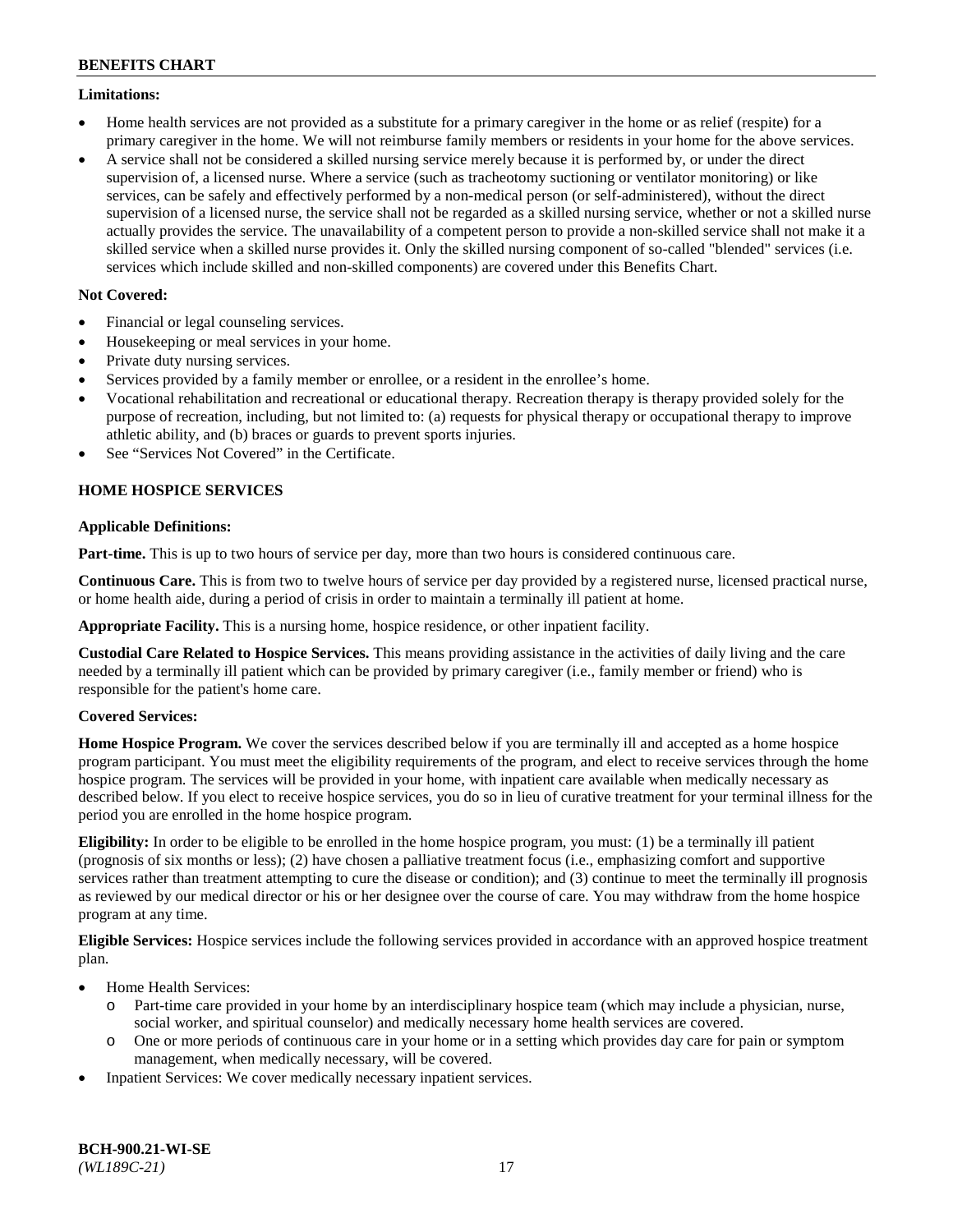**Limitations:**

- Home health services are not provided as a substitute for a primary caregiver in the home or as relief (respite) for a primary caregiver in the home. We will not reimburse family members or residents in your home for the above services.
- A service shall not be considered a skilled nursing service merely because it is performed by, or under the direct supervision of, a licensed nurse. Where a service (such as tracheotomy suctioning or ventilator monitoring) or like services, can be safely and effectively performed by a non-medical person (or self-administered), without the direct supervision of a licensed nurse, the service shall not be regarded as a skilled nursing service, whether or not a skilled nurse actually provides the service. The unavailability of a competent person to provide a non-skilled service shall not make it a skilled service when a skilled nurse provides it. Only the skilled nursing component of so-called "blended" services (i.e. services which include skilled and non-skilled components) are covered under this Benefits Chart.

**Not Covered:**

- Financial or legal counseling services.
- Housekeeping or meal services in your home.
- Private duty nursing services.
- Services provided by a family member or enrollee, or a resident in the enrollee's home.
- Vocational rehabilitation and recreational or educational therapy. Recreation therapy is therapy provided solely for the purpose of recreation, including, but not limited to: (a) requests for physical therapy or occupational therapy to improve athletic ability, and (b) braces or guards to prevent sports injuries.
- See "Services Not Covered" in the Certificate.

## HOME HOSPICE SERVICES

**Applicable Definitions:**

**Part-time.** This is up to two hours of service per day, more than two hours is considered continuous care.

**Continuous Care.** This is from two to twelve hours of service per day provided by a registered nurse, licensed practical nurse, or home health aide, during a period of crisis in order to maintain a terminally ill patient at home.

**Appropriate Facility.** This is a nursing home, hospice residence, or other inpatient facility.

**Custodial Care Related to Hospice Services.** This means providing assistance in the activities of daily living and the care needed by a terminally ill patient which can be provided by primary caregiver (i.e., family member or friend) who is responsible for the patient's home care.

**Covered Services:**

**Home Hospice Program.** We cover the services described below if you are terminally ill and accepted as a home hospice program participant. You must meet the eligibility requirements of the program, and elect to receive services through the home hospice program. The services will be provided in your home, with inpatient care available when medically necessary as described below. If you elect to receive hospice services, you do so in lieu of curative treatment for your terminal illness for the period you are enrolled in the home hospice program.

**Eligibility:** In order to be eligible to be enrolled in the home hospice program, you must: (1) be a terminally ill patient (prognosis of six months or less); (2) have chosen a palliative treatment focus (i.e., emphasizing comfort and supportive services rather than treatment attempting to cure the disease or condition); and (3) continue to meet the terminally ill prognosis as reviewed by our medical director or his or her designee over the course of care. You may withdraw from the home hospice program at any time.

**Eligible Services:** Hospice services include the following services provided in accordance with an approved hospice treatment plan.

- Home Health Services:
  - Part-time care provided in your home by an interdisciplinary hospice team (which may include a physician, nurse, social worker, and spiritual counselor) and medically necessary home health services are covered.
  - One or more periods of continuous care in your home or in a setting which provides day care for pain or symptom management, when medically necessary, will be covered.
- Inpatient Services: We cover medically necessary inpatient services.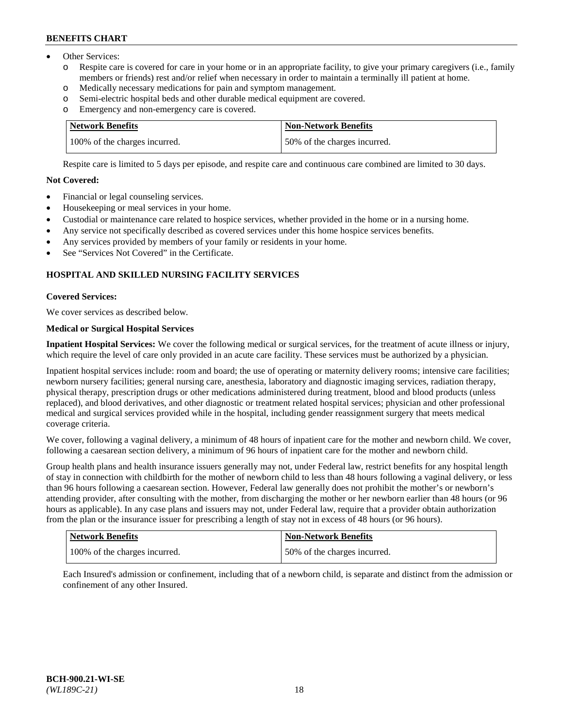- Other Services:
  - o Respite care is covered for care in your home or in an appropriate facility, to give your primary caregivers (i.e., family members or friends) rest and/or relief when necessary in order to maintain a terminally ill patient at home.
  - o Medically necessary medications for pain and symptom management.
  - o Semi-electric hospital beds and other durable medical equipment are covered.
  - o Emergency and non-emergency care is covered.

| Network Benefits | Non-Network Benefits |
| --- | --- |
| 100% of the charges incurred. | 50% of the charges incurred. |

Respite care is limited to 5 days per episode, and respite care and continuous care combined are limited to 30 days.

**Not Covered:**

- Financial or legal counseling services.
- Housekeeping or meal services in your home.
- Custodial or maintenance care related to hospice services, whether provided in the home or in a nursing home.
- Any service not specifically described as covered services under this home hospice services benefits.
- Any services provided by members of your family or residents in your home.
- See "Services Not Covered" in the Certificate.

## HOSPITAL AND SKILLED NURSING FACILITY SERVICES

**Covered Services:**

We cover services as described below.

**Medical or Surgical Hospital Services**

**Inpatient Hospital Services:** We cover the following medical or surgical services, for the treatment of acute illness or injury, which require the level of care only provided in an acute care facility. These services must be authorized by a physician.

Inpatient hospital services include: room and board; the use of operating or maternity delivery rooms; intensive care facilities; newborn nursery facilities; general nursing care, anesthesia, laboratory and diagnostic imaging services, radiation therapy, physical therapy, prescription drugs or other medications administered during treatment, blood and blood products (unless replaced), and blood derivatives, and other diagnostic or treatment related hospital services; physician and other professional medical and surgical services provided while in the hospital, including gender reassignment surgery that meets medical coverage criteria.

We cover, following a vaginal delivery, a minimum of 48 hours of inpatient care for the mother and newborn child. We cover, following a caesarean section delivery, a minimum of 96 hours of inpatient care for the mother and newborn child.

Group health plans and health insurance issuers generally may not, under Federal law, restrict benefits for any hospital length of stay in connection with childbirth for the mother of newborn child to less than 48 hours following a vaginal delivery, or less than 96 hours following a caesarean section. However, Federal law generally does not prohibit the mother's or newborn's attending provider, after consulting with the mother, from discharging the mother or her newborn earlier than 48 hours (or 96 hours as applicable). In any case plans and issuers may not, under Federal law, require that a provider obtain authorization from the plan or the insurance issuer for prescribing a length of stay not in excess of 48 hours (or 96 hours).

| Network Benefits | Non-Network Benefits |
| --- | --- |
| 100% of the charges incurred. | 50% of the charges incurred. |

Each Insured's admission or confinement, including that of a newborn child, is separate and distinct from the admission or confinement of any other Insured.

BCH-900.21-WI-SE
*(WL189C-21)*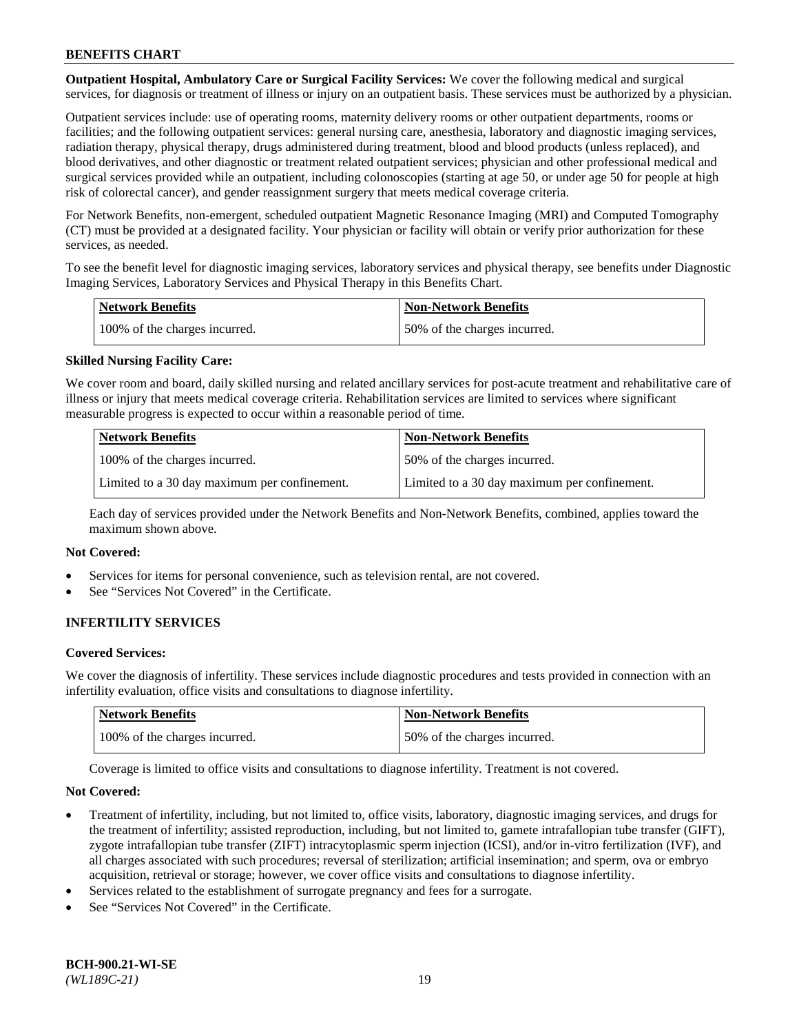**Outpatient Hospital, Ambulatory Care or Surgical Facility Services:** We cover the following medical and surgical services, for diagnosis or treatment of illness or injury on an outpatient basis. These services must be authorized by a physician.

Outpatient services include: use of operating rooms, maternity delivery rooms or other outpatient departments, rooms or facilities; and the following outpatient services: general nursing care, anesthesia, laboratory and diagnostic imaging services, radiation therapy, physical therapy, drugs administered during treatment, blood and blood products (unless replaced), and blood derivatives, and other diagnostic or treatment related outpatient services; physician and other professional medical and surgical services provided while an outpatient, including colonoscopies (starting at age 50, or under age 50 for people at high risk of colorectal cancer), and gender reassignment surgery that meets medical coverage criteria.

For Network Benefits, non-emergent, scheduled outpatient Magnetic Resonance Imaging (MRI) and Computed Tomography (CT) must be provided at a designated facility. Your physician or facility will obtain or verify prior authorization for these services, as needed.

To see the benefit level for diagnostic imaging services, laboratory services and physical therapy, see benefits under Diagnostic Imaging Services, Laboratory Services and Physical Therapy in this Benefits Chart.

| Network Benefits | Non-Network Benefits |
|---|---|
| 100% of the charges incurred. | 50% of the charges incurred. |

**Skilled Nursing Facility Care:**

We cover room and board, daily skilled nursing and related ancillary services for post-acute treatment and rehabilitative care of illness or injury that meets medical coverage criteria. Rehabilitation services are limited to services where significant measurable progress is expected to occur within a reasonable period of time.

| Network Benefits | Non-Network Benefits |
|---|---|
| 100% of the charges incurred. | 50% of the charges incurred. |
| Limited to a 30 day maximum per confinement. | Limited to a 30 day maximum per confinement. |

Each day of services provided under the Network Benefits and Non-Network Benefits, combined, applies toward the maximum shown above.

**Not Covered:**

- Services for items for personal convenience, such as television rental, are not covered.
- See "Services Not Covered" in the Certificate.

## INFERTILITY SERVICES

**Covered Services:**

We cover the diagnosis of infertility. These services include diagnostic procedures and tests provided in connection with an infertility evaluation, office visits and consultations to diagnose infertility.

| Network Benefits | Non-Network Benefits |
|---|---|
| 100% of the charges incurred. | 50% of the charges incurred. |

Coverage is limited to office visits and consultations to diagnose infertility. Treatment is not covered.

**Not Covered:**

- Treatment of infertility, including, but not limited to, office visits, laboratory, diagnostic imaging services, and drugs for the treatment of infertility; assisted reproduction, including, but not limited to, gamete intrafallopian tube transfer (GIFT), zygote intrafallopian tube transfer (ZIFT) intracytoplasmic sperm injection (ICSI), and/or in-vitro fertilization (IVF), and all charges associated with such procedures; reversal of sterilization; artificial insemination; and sperm, ova or embryo acquisition, retrieval or storage; however, we cover office visits and consultations to diagnose infertility.
- Services related to the establishment of surrogate pregnancy and fees for a surrogate.
- See "Services Not Covered" in the Certificate.

**BCH-900.21-WI-SE**
*(WL189C-21)*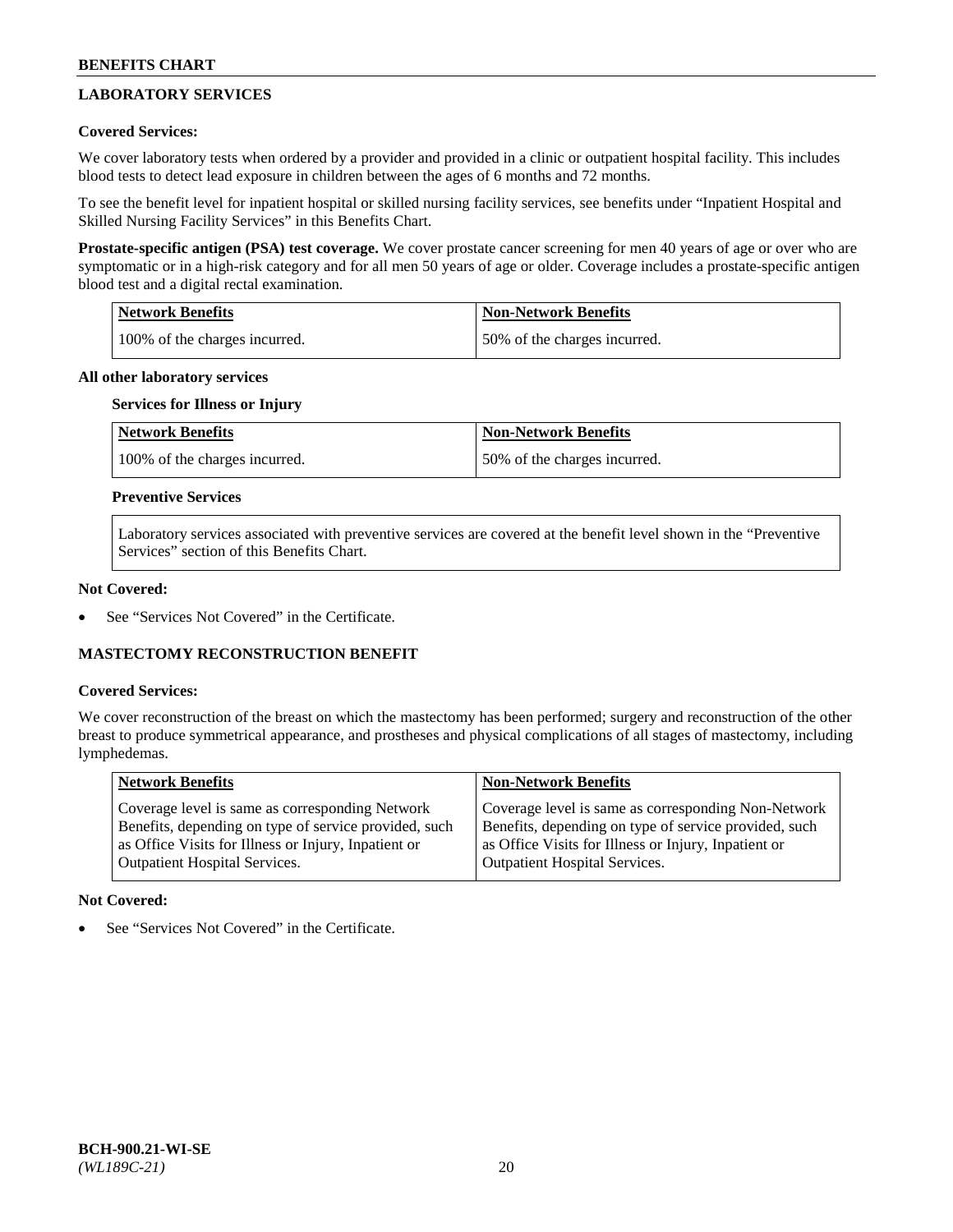## LABORATORY SERVICES

**Covered Services:**

We cover laboratory tests when ordered by a provider and provided in a clinic or outpatient hospital facility. This includes blood tests to detect lead exposure in children between the ages of 6 months and 72 months.

To see the benefit level for inpatient hospital or skilled nursing facility services, see benefits under "Inpatient Hospital and Skilled Nursing Facility Services" in this Benefits Chart.

**Prostate-specific antigen (PSA) test coverage.** We cover prostate cancer screening for men 40 years of age or over who are symptomatic or in a high-risk category and for all men 50 years of age or older. Coverage includes a prostate-specific antigen blood test and a digital rectal examination.

| Network Benefits | Non-Network Benefits |
|---|---|
| 100% of the charges incurred. | 50% of the charges incurred. |

**All other laboratory services**

**Services for Illness or Injury**

| Network Benefits | Non-Network Benefits |
|---|---|
| 100% of the charges incurred. | 50% of the charges incurred. |

**Preventive Services**

Laboratory services associated with preventive services are covered at the benefit level shown in the "Preventive Services" section of this Benefits Chart.

**Not Covered:**

- See "Services Not Covered" in the Certificate.

## MASTECTOMY RECONSTRUCTION BENEFIT

**Covered Services:**

We cover reconstruction of the breast on which the mastectomy has been performed; surgery and reconstruction of the other breast to produce symmetrical appearance, and prostheses and physical complications of all stages of mastectomy, including lymphedemas.

| Network Benefits | Non-Network Benefits |
|---|---|
| Coverage level is same as corresponding Network Benefits, depending on type of service provided, such as Office Visits for Illness or Injury, Inpatient or Outpatient Hospital Services. | Coverage level is same as corresponding Non-Network Benefits, depending on type of service provided, such as Office Visits for Illness or Injury, Inpatient or Outpatient Hospital Services. |

**Not Covered:**

- See "Services Not Covered" in the Certificate.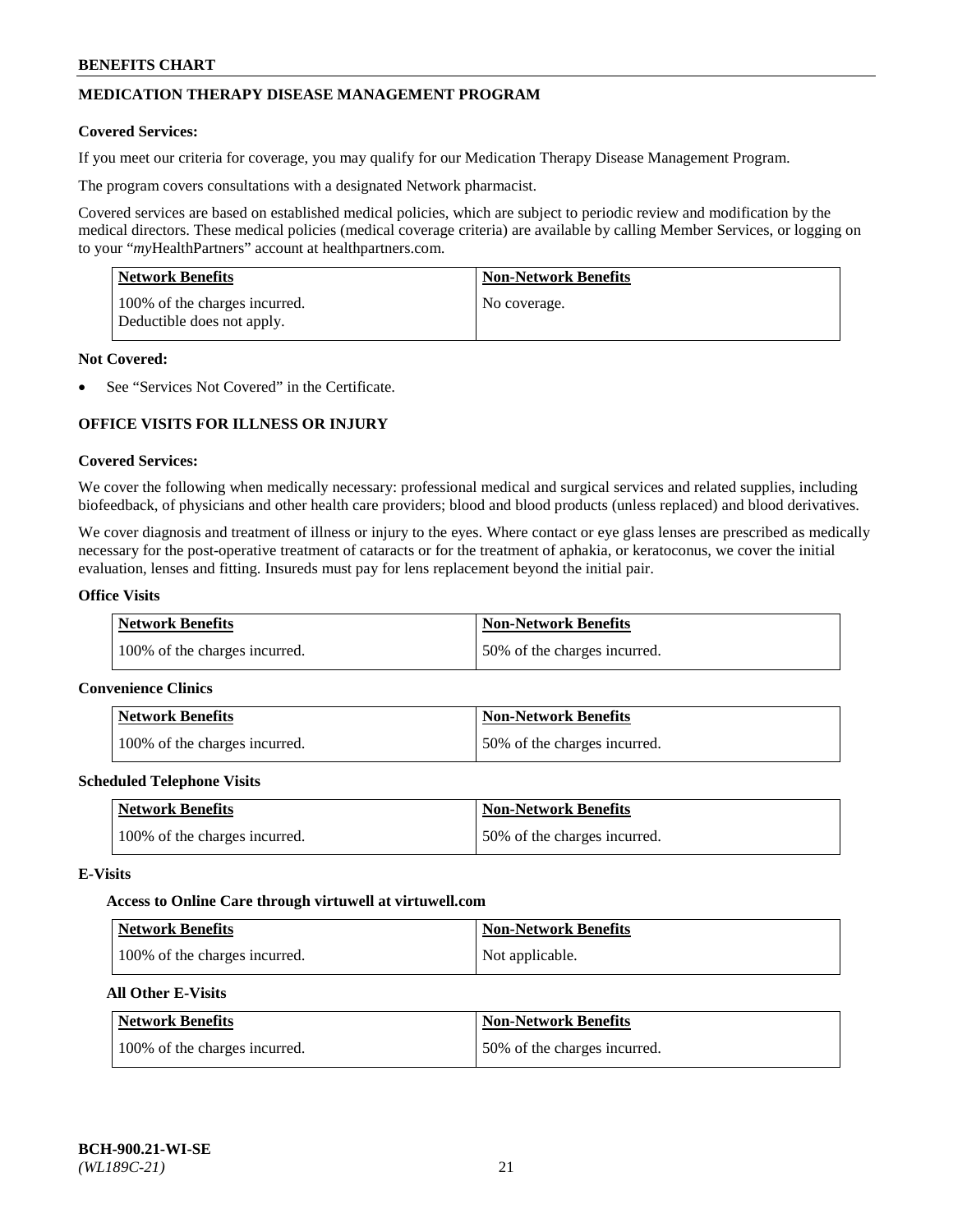## MEDICATION THERAPY DISEASE MANAGEMENT PROGRAM

**Covered Services:**

If you meet our criteria for coverage, you may qualify for our Medication Therapy Disease Management Program.

The program covers consultations with a designated Network pharmacist.

Covered services are based on established medical policies, which are subject to periodic review and modification by the medical directors. These medical policies (medical coverage criteria) are available by calling Member Services, or logging on to your "*my*HealthPartners" account at healthpartners.com.

| Network Benefits | Non-Network Benefits |
| --- | --- |
| 100% of the charges incurred. Deductible does not apply. | No coverage. |

**Not Covered:**

- See "Services Not Covered" in the Certificate.

## OFFICE VISITS FOR ILLNESS OR INJURY

**Covered Services:**

We cover the following when medically necessary: professional medical and surgical services and related supplies, including biofeedback, of physicians and other health care providers; blood and blood products (unless replaced) and blood derivatives.

We cover diagnosis and treatment of illness or injury to the eyes. Where contact or eye glass lenses are prescribed as medically necessary for the post-operative treatment of cataracts or for the treatment of aphakia, or keratoconus, we cover the initial evaluation, lenses and fitting. Insureds must pay for lens replacement beyond the initial pair.

**Office Visits**

| Network Benefits | Non-Network Benefits |
| --- | --- |
| 100% of the charges incurred. | 50% of the charges incurred. |

**Convenience Clinics**

| Network Benefits | Non-Network Benefits |
| --- | --- |
| 100% of the charges incurred. | 50% of the charges incurred. |

**Scheduled Telephone Visits**

| Network Benefits | Non-Network Benefits |
| --- | --- |
| 100% of the charges incurred. | 50% of the charges incurred. |

**E-Visits**

**Access to Online Care through virtuwell at virtuwell.com**

| Network Benefits | Non-Network Benefits |
| --- | --- |
| 100% of the charges incurred. | Not applicable. |

**All Other E-Visits**

| Network Benefits | Non-Network Benefits |
| --- | --- |
| 100% of the charges incurred. | 50% of the charges incurred. |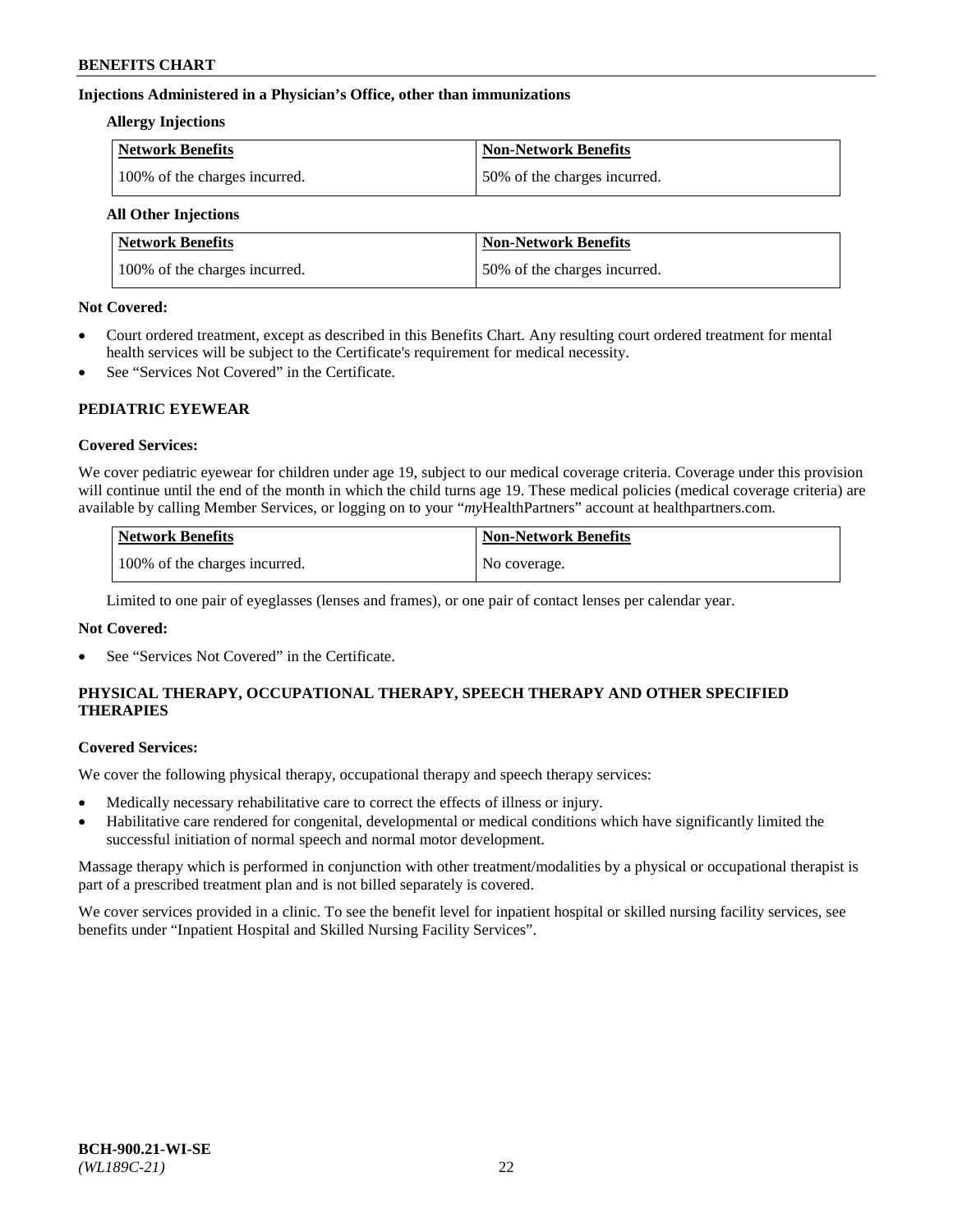### Injections Administered in a Physician's Office, other than immunizations

**Allergy Injections**

| Network Benefits | Non-Network Benefits |
| --- | --- |
| 100% of the charges incurred. | 50% of the charges incurred. |

**All Other Injections**

| Network Benefits | Non-Network Benefits |
| --- | --- |
| 100% of the charges incurred. | 50% of the charges incurred. |

**Not Covered:**

- Court ordered treatment, except as described in this Benefits Chart. Any resulting court ordered treatment for mental health services will be subject to the Certificate's requirement for medical necessity.
- See "Services Not Covered" in the Certificate.

## PEDIATRIC EYEWEAR

**Covered Services:**

We cover pediatric eyewear for children under age 19, subject to our medical coverage criteria. Coverage under this provision will continue until the end of the month in which the child turns age 19. These medical policies (medical coverage criteria) are available by calling Member Services, or logging on to your "*my*HealthPartners" account at healthpartners.com.

| Network Benefits | Non-Network Benefits |
| --- | --- |
| 100% of the charges incurred. | No coverage. |

Limited to one pair of eyeglasses (lenses and frames), or one pair of contact lenses per calendar year.

**Not Covered:**

- See "Services Not Covered" in the Certificate.

## PHYSICAL THERAPY, OCCUPATIONAL THERAPY, SPEECH THERAPY AND OTHER SPECIFIED THERAPIES

**Covered Services:**

We cover the following physical therapy, occupational therapy and speech therapy services:

- Medically necessary rehabilitative care to correct the effects of illness or injury.
- Habilitative care rendered for congenital, developmental or medical conditions which have significantly limited the successful initiation of normal speech and normal motor development.

Massage therapy which is performed in conjunction with other treatment/modalities by a physical or occupational therapist is part of a prescribed treatment plan and is not billed separately is covered.

We cover services provided in a clinic. To see the benefit level for inpatient hospital or skilled nursing facility services, see benefits under "Inpatient Hospital and Skilled Nursing Facility Services".

**BCH-900.21-WI-SE**
*(WL189C-21)*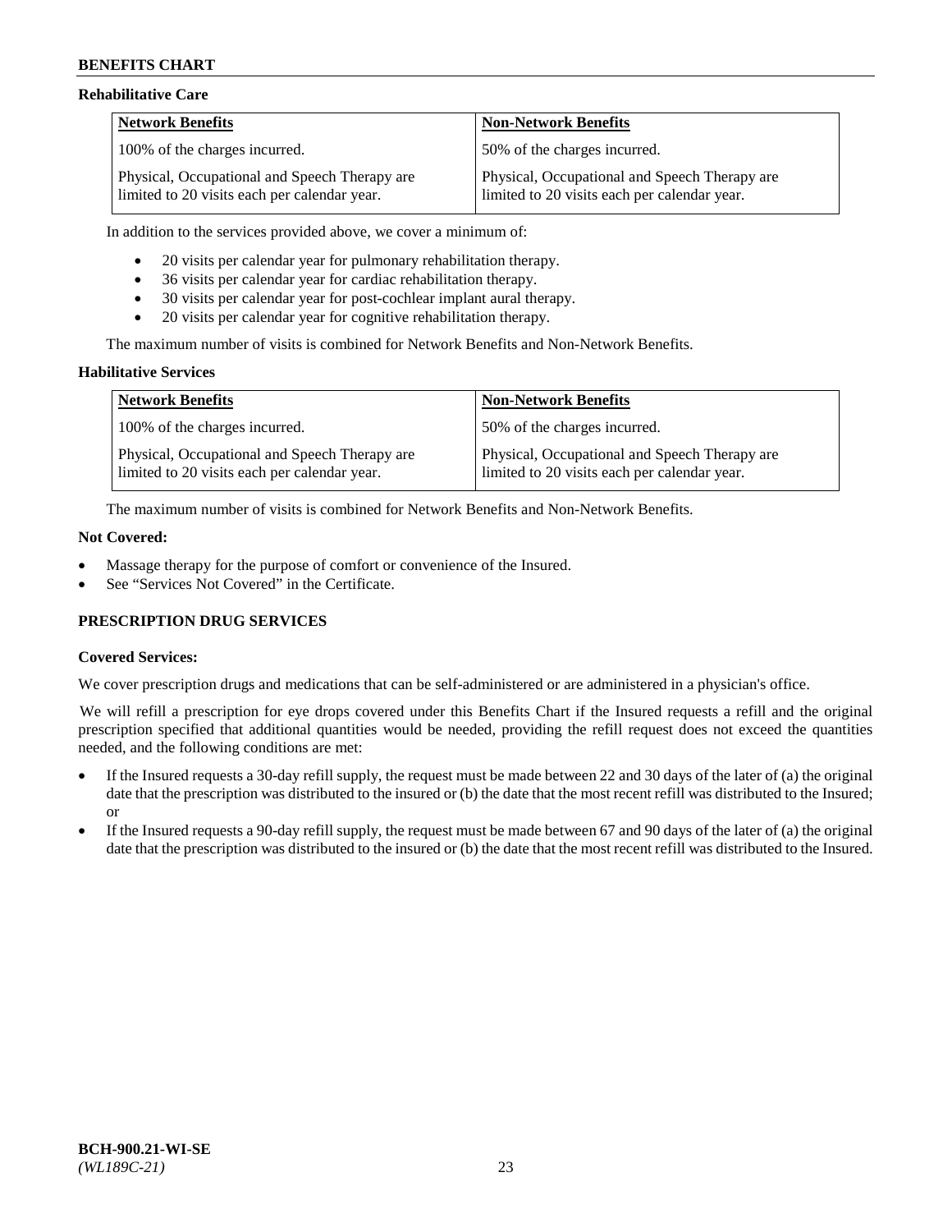### Rehabilitative Care

| Network Benefits | Non-Network Benefits |
|---|---|
| 100% of the charges incurred. | 50% of the charges incurred. |
| Physical, Occupational and Speech Therapy are limited to 20 visits each per calendar year. | Physical, Occupational and Speech Therapy are limited to 20 visits each per calendar year. |

In addition to the services provided above, we cover a minimum of:

- 20 visits per calendar year for pulmonary rehabilitation therapy.
- 36 visits per calendar year for cardiac rehabilitation therapy.
- 30 visits per calendar year for post-cochlear implant aural therapy.
- 20 visits per calendar year for cognitive rehabilitation therapy.

The maximum number of visits is combined for Network Benefits and Non-Network Benefits.

### Habilitative Services

| Network Benefits | Non-Network Benefits |
|---|---|
| 100% of the charges incurred. | 50% of the charges incurred. |
| Physical, Occupational and Speech Therapy are limited to 20 visits each per calendar year. | Physical, Occupational and Speech Therapy are limited to 20 visits each per calendar year. |

The maximum number of visits is combined for Network Benefits and Non-Network Benefits.

### Not Covered:

- Massage therapy for the purpose of comfort or convenience of the Insured.
- See "Services Not Covered" in the Certificate.

## PRESCRIPTION DRUG SERVICES

### Covered Services:

We cover prescription drugs and medications that can be self-administered or are administered in a physician's office.

We will refill a prescription for eye drops covered under this Benefits Chart if the Insured requests a refill and the original prescription specified that additional quantities would be needed, providing the refill request does not exceed the quantities needed, and the following conditions are met:

- If the Insured requests a 30-day refill supply, the request must be made between 22 and 30 days of the later of (a) the original date that the prescription was distributed to the insured or (b) the date that the most recent refill was distributed to the Insured; or
- If the Insured requests a 90-day refill supply, the request must be made between 67 and 90 days of the later of (a) the original date that the prescription was distributed to the insured or (b) the date that the most recent refill was distributed to the Insured.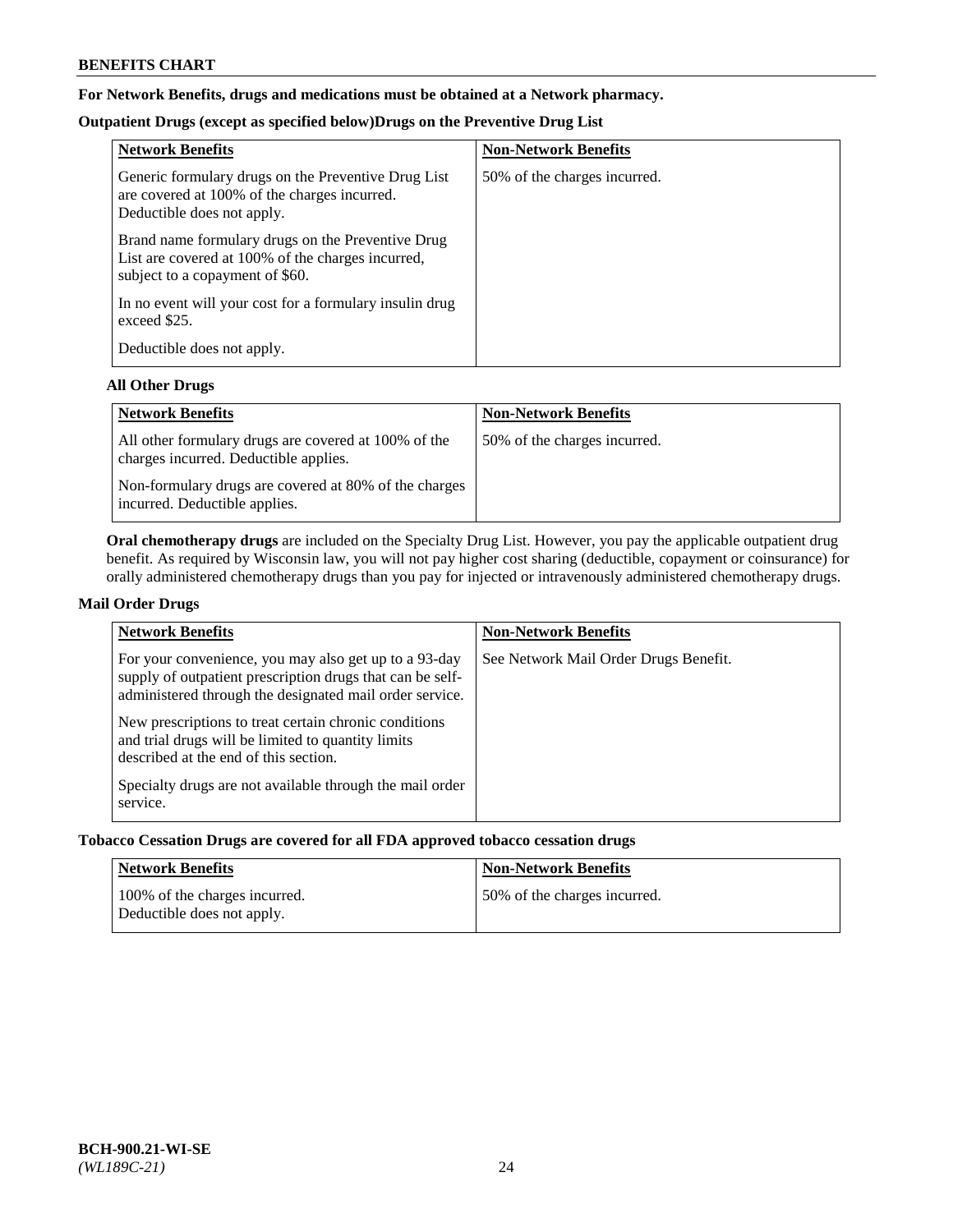**For Network Benefits, drugs and medications must be obtained at a Network pharmacy.**

**Outpatient Drugs (except as specified below)Drugs on the Preventive Drug List**

| Network Benefits | Non-Network Benefits |
|---|---|
| Generic formulary drugs on the Preventive Drug List are covered at 100% of the charges incurred. Deductible does not apply.<br><br>Brand name formulary drugs on the Preventive Drug List are covered at 100% of the charges incurred, subject to a copayment of $60.<br><br>In no event will your cost for a formulary insulin drug exceed $25.<br><br>Deductible does not apply. | 50% of the charges incurred. |

**All Other Drugs**

| Network Benefits | Non-Network Benefits |
|---|---|
| All other formulary drugs are covered at 100% of the charges incurred. Deductible applies.<br><br>Non-formulary drugs are covered at 80% of the charges incurred. Deductible applies. | 50% of the charges incurred. |

**Oral chemotherapy drugs** are included on the Specialty Drug List. However, you pay the applicable outpatient drug benefit. As required by Wisconsin law, you will not pay higher cost sharing (deductible, copayment or coinsurance) for orally administered chemotherapy drugs than you pay for injected or intravenously administered chemotherapy drugs.

**Mail Order Drugs**

| Network Benefits | Non-Network Benefits |
|---|---|
| For your convenience, you may also get up to a 93-day supply of outpatient prescription drugs that can be self-administered through the designated mail order service.<br><br>New prescriptions to treat certain chronic conditions and trial drugs will be limited to quantity limits described at the end of this section.<br><br>Specialty drugs are not available through the mail order service. | See Network Mail Order Drugs Benefit. |

**Tobacco Cessation Drugs are covered for all FDA approved tobacco cessation drugs**

| Network Benefits | Non-Network Benefits |
|---|---|
| 100% of the charges incurred. Deductible does not apply. | 50% of the charges incurred. |

**BCH-900.21-WI-SE**
*(WL189C-21)*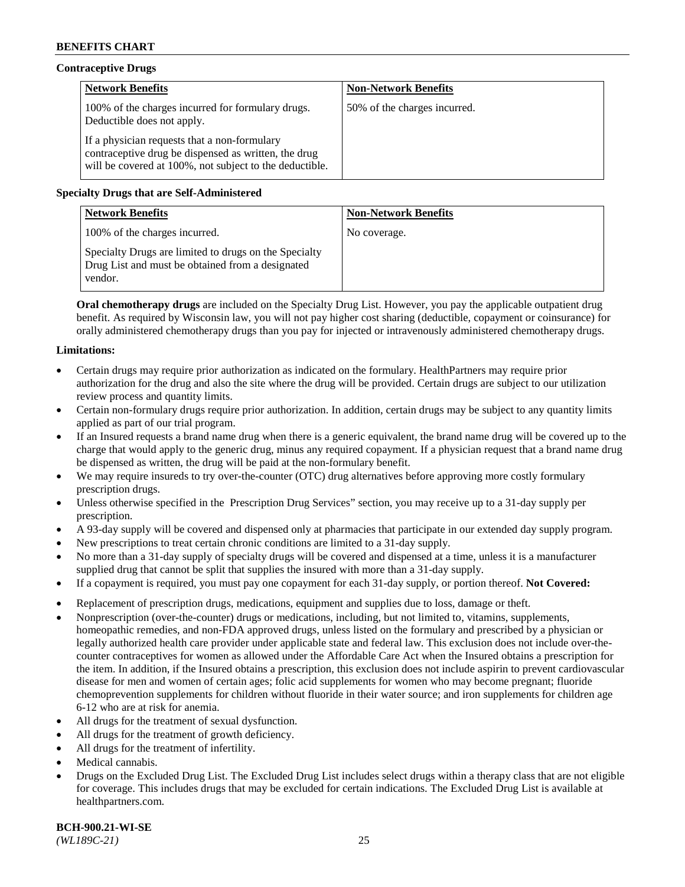### Contraceptive Drugs

| Network Benefits | Non-Network Benefits |
|---|---|
| 100% of the charges incurred for formulary drugs. Deductible does not apply.<br><br>If a physician requests that a non-formulary contraceptive drug be dispensed as written, the drug will be covered at 100%, not subject to the deductible. | 50% of the charges incurred. |

### Specialty Drugs that are Self-Administered

| Network Benefits | Non-Network Benefits |
|---|---|
| 100% of the charges incurred.<br><br>Specialty Drugs are limited to drugs on the Specialty Drug List and must be obtained from a designated vendor. | No coverage. |

**Oral chemotherapy drugs** are included on the Specialty Drug List. However, you pay the applicable outpatient drug benefit. As required by Wisconsin law, you will not pay higher cost sharing (deductible, copayment or coinsurance) for orally administered chemotherapy drugs than you pay for injected or intravenously administered chemotherapy drugs.

**Limitations:**

- Certain drugs may require prior authorization as indicated on the formulary. HealthPartners may require prior authorization for the drug and also the site where the drug will be provided. Certain drugs are subject to our utilization review process and quantity limits.
- Certain non-formulary drugs require prior authorization. In addition, certain drugs may be subject to any quantity limits applied as part of our trial program.
- If an Insured requests a brand name drug when there is a generic equivalent, the brand name drug will be covered up to the charge that would apply to the generic drug, minus any required copayment. If a physician request that a brand name drug be dispensed as written, the drug will be paid at the non-formulary benefit.
- We may require insureds to try over-the-counter (OTC) drug alternatives before approving more costly formulary prescription drugs.
- Unless otherwise specified in the Prescription Drug Services" section, you may receive up to a 31-day supply per prescription.
- A 93-day supply will be covered and dispensed only at pharmacies that participate in our extended day supply program.
- New prescriptions to treat certain chronic conditions are limited to a 31-day supply.
- No more than a 31-day supply of specialty drugs will be covered and dispensed at a time, unless it is a manufacturer supplied drug that cannot be split that supplies the insured with more than a 31-day supply.
- If a copayment is required, you must pay one copayment for each 31-day supply, or portion thereof. **Not Covered:**
- Replacement of prescription drugs, medications, equipment and supplies due to loss, damage or theft.
- Nonprescription (over-the-counter) drugs or medications, including, but not limited to, vitamins, supplements, homeopathic remedies, and non-FDA approved drugs, unless listed on the formulary and prescribed by a physician or legally authorized health care provider under applicable state and federal law. This exclusion does not include over-the-counter contraceptives for women as allowed under the Affordable Care Act when the Insured obtains a prescription for the item. In addition, if the Insured obtains a prescription, this exclusion does not include aspirin to prevent cardiovascular disease for men and women of certain ages; folic acid supplements for women who may become pregnant; fluoride chemoprevention supplements for children without fluoride in their water source; and iron supplements for children age 6-12 who are at risk for anemia.
- All drugs for the treatment of sexual dysfunction.
- All drugs for the treatment of growth deficiency.
- All drugs for the treatment of infertility.
- Medical cannabis.
- Drugs on the Excluded Drug List. The Excluded Drug List includes select drugs within a therapy class that are not eligible for coverage. This includes drugs that may be excluded for certain indications. The Excluded Drug List is available at healthpartners.com.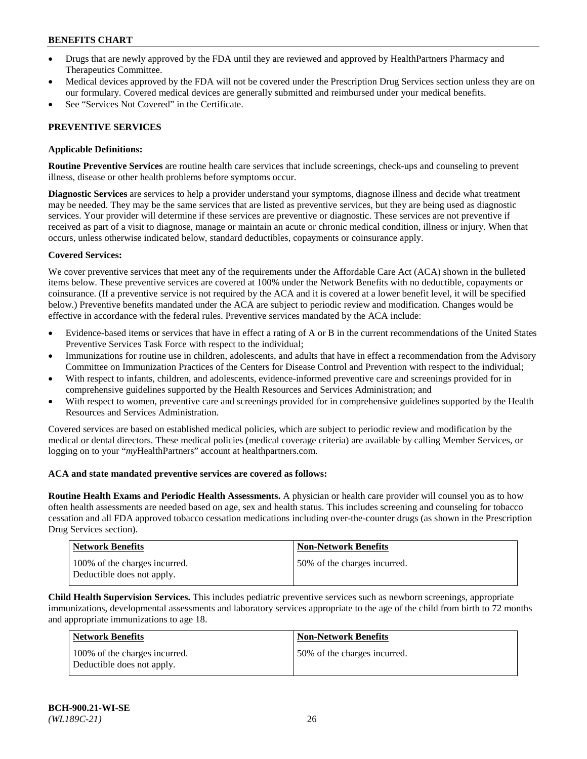- Drugs that are newly approved by the FDA until they are reviewed and approved by HealthPartners Pharmacy and Therapeutics Committee.
- Medical devices approved by the FDA will not be covered under the Prescription Drug Services section unless they are on our formulary. Covered medical devices are generally submitted and reimbursed under your medical benefits.
- See "Services Not Covered" in the Certificate.

## PREVENTIVE SERVICES

### Applicable Definitions:

**Routine Preventive Services** are routine health care services that include screenings, check-ups and counseling to prevent illness, disease or other health problems before symptoms occur.

**Diagnostic Services** are services to help a provider understand your symptoms, diagnose illness and decide what treatment may be needed. They may be the same services that are listed as preventive services, but they are being used as diagnostic services. Your provider will determine if these services are preventive or diagnostic. These services are not preventive if received as part of a visit to diagnose, manage or maintain an acute or chronic medical condition, illness or injury. When that occurs, unless otherwise indicated below, standard deductibles, copayments or coinsurance apply.

### Covered Services:

We cover preventive services that meet any of the requirements under the Affordable Care Act (ACA) shown in the bulleted items below. These preventive services are covered at 100% under the Network Benefits with no deductible, copayments or coinsurance. (If a preventive service is not required by the ACA and it is covered at a lower benefit level, it will be specified below.) Preventive benefits mandated under the ACA are subject to periodic review and modification. Changes would be effective in accordance with the federal rules. Preventive services mandated by the ACA include:

- Evidence-based items or services that have in effect a rating of A or B in the current recommendations of the United States Preventive Services Task Force with respect to the individual;
- Immunizations for routine use in children, adolescents, and adults that have in effect a recommendation from the Advisory Committee on Immunization Practices of the Centers for Disease Control and Prevention with respect to the individual;
- With respect to infants, children, and adolescents, evidence-informed preventive care and screenings provided for in comprehensive guidelines supported by the Health Resources and Services Administration; and
- With respect to women, preventive care and screenings provided for in comprehensive guidelines supported by the Health Resources and Services Administration.

Covered services are based on established medical policies, which are subject to periodic review and modification by the medical or dental directors. These medical policies (medical coverage criteria) are available by calling Member Services, or logging on to your "*my*HealthPartners" account at healthpartners.com.

### ACA and state mandated preventive services are covered as follows:

**Routine Health Exams and Periodic Health Assessments.** A physician or health care provider will counsel you as to how often health assessments are needed based on age, sex and health status. This includes screening and counseling for tobacco cessation and all FDA approved tobacco cessation medications including over-the-counter drugs (as shown in the Prescription Drug Services section).

| Network Benefits | Non-Network Benefits |
|---|---|
| 100% of the charges incurred. Deductible does not apply. | 50% of the charges incurred. |

**Child Health Supervision Services.** This includes pediatric preventive services such as newborn screenings, appropriate immunizations, developmental assessments and laboratory services appropriate to the age of the child from birth to 72 months and appropriate immunizations to age 18.

| Network Benefits | Non-Network Benefits |
|---|---|
| 100% of the charges incurred. Deductible does not apply. | 50% of the charges incurred. |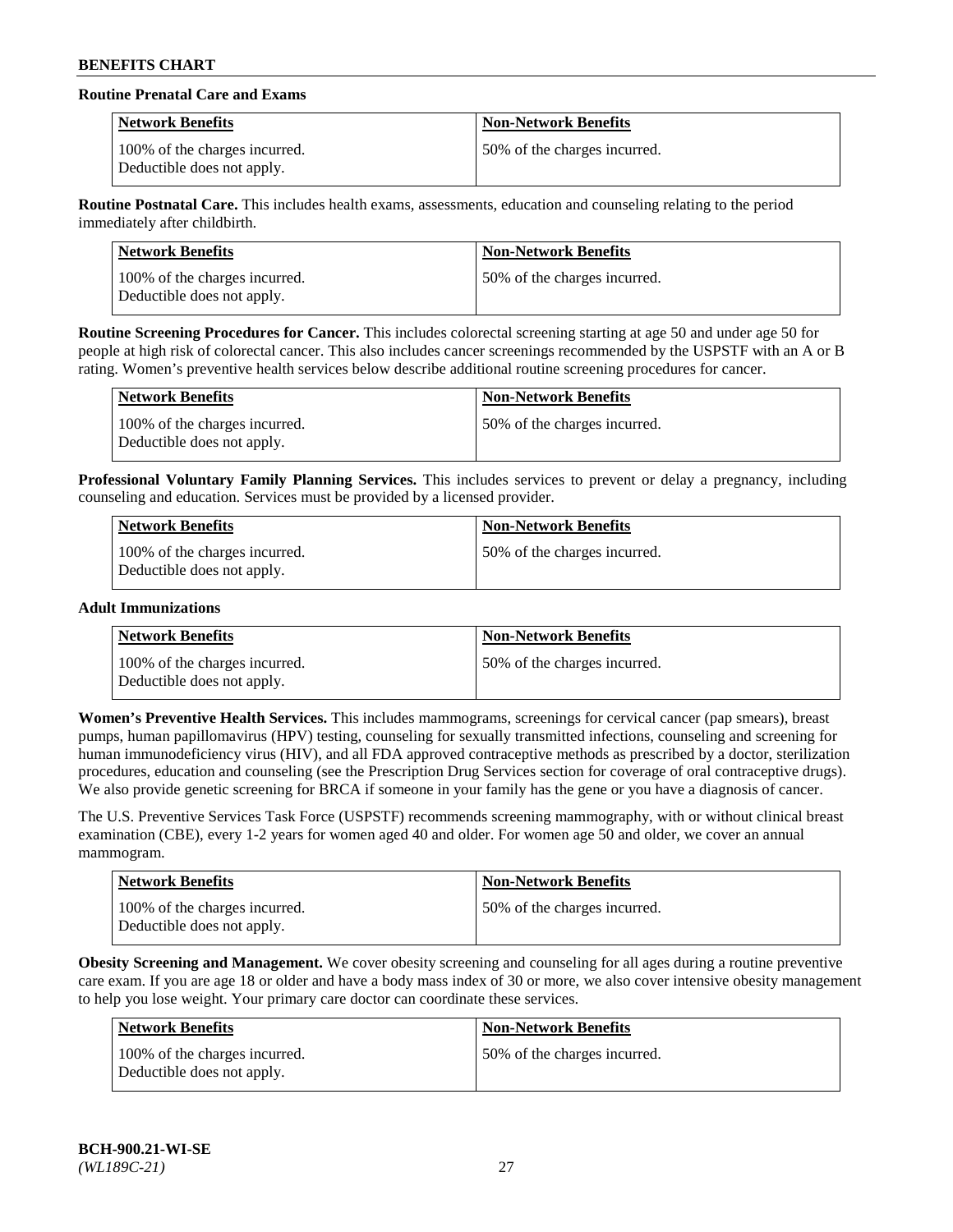**Routine Prenatal Care and Exams**

| Network Benefits | Non-Network Benefits |
| --- | --- |
| 100% of the charges incurred. Deductible does not apply. | 50% of the charges incurred. |

**Routine Postnatal Care.** This includes health exams, assessments, education and counseling relating to the period immediately after childbirth.

| Network Benefits | Non-Network Benefits |
| --- | --- |
| 100% of the charges incurred. Deductible does not apply. | 50% of the charges incurred. |

**Routine Screening Procedures for Cancer.** This includes colorectal screening starting at age 50 and under age 50 for people at high risk of colorectal cancer. This also includes cancer screenings recommended by the USPSTF with an A or B rating. Women's preventive health services below describe additional routine screening procedures for cancer.

| Network Benefits | Non-Network Benefits |
| --- | --- |
| 100% of the charges incurred. Deductible does not apply. | 50% of the charges incurred. |

**Professional Voluntary Family Planning Services.** This includes services to prevent or delay a pregnancy, including counseling and education. Services must be provided by a licensed provider.

| Network Benefits | Non-Network Benefits |
| --- | --- |
| 100% of the charges incurred. Deductible does not apply. | 50% of the charges incurred. |

**Adult Immunizations**

| Network Benefits | Non-Network Benefits |
| --- | --- |
| 100% of the charges incurred. Deductible does not apply. | 50% of the charges incurred. |

**Women's Preventive Health Services.** This includes mammograms, screenings for cervical cancer (pap smears), breast pumps, human papillomavirus (HPV) testing, counseling for sexually transmitted infections, counseling and screening for human immunodeficiency virus (HIV), and all FDA approved contraceptive methods as prescribed by a doctor, sterilization procedures, education and counseling (see the Prescription Drug Services section for coverage of oral contraceptive drugs). We also provide genetic screening for BRCA if someone in your family has the gene or you have a diagnosis of cancer.

The U.S. Preventive Services Task Force (USPSTF) recommends screening mammography, with or without clinical breast examination (CBE), every 1-2 years for women aged 40 and older. For women age 50 and older, we cover an annual mammogram.

| Network Benefits | Non-Network Benefits |
| --- | --- |
| 100% of the charges incurred. Deductible does not apply. | 50% of the charges incurred. |

**Obesity Screening and Management.** We cover obesity screening and counseling for all ages during a routine preventive care exam. If you are age 18 or older and have a body mass index of 30 or more, we also cover intensive obesity management to help you lose weight. Your primary care doctor can coordinate these services.

| Network Benefits | Non-Network Benefits |
| --- | --- |
| 100% of the charges incurred. Deductible does not apply. | 50% of the charges incurred. |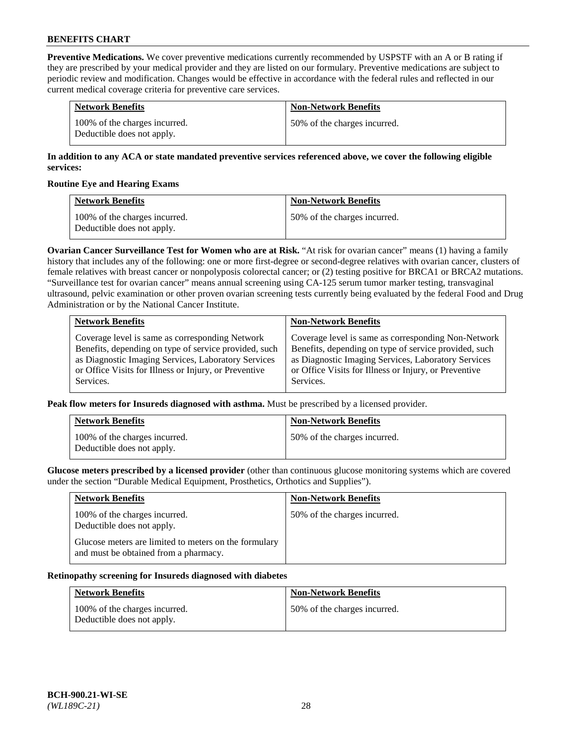**Preventive Medications.** We cover preventive medications currently recommended by USPSTF with an A or B rating if they are prescribed by your medical provider and they are listed on our formulary. Preventive medications are subject to periodic review and modification. Changes would be effective in accordance with the federal rules and reflected in our current medical coverage criteria for preventive care services.

| Network Benefits | Non-Network Benefits |
|---|---|
| 100% of the charges incurred. Deductible does not apply. | 50% of the charges incurred. |

**In addition to any ACA or state mandated preventive services referenced above, we cover the following eligible services:**

**Routine Eye and Hearing Exams**

| Network Benefits | Non-Network Benefits |
|---|---|
| 100% of the charges incurred. Deductible does not apply. | 50% of the charges incurred. |

**Ovarian Cancer Surveillance Test for Women who are at Risk.** "At risk for ovarian cancer" means (1) having a family history that includes any of the following: one or more first-degree or second-degree relatives with ovarian cancer, clusters of female relatives with breast cancer or nonpolyposis colorectal cancer; or (2) testing positive for BRCA1 or BRCA2 mutations. "Surveillance test for ovarian cancer" means annual screening using CA-125 serum tumor marker testing, transvaginal ultrasound, pelvic examination or other proven ovarian screening tests currently being evaluated by the federal Food and Drug Administration or by the National Cancer Institute.

| Network Benefits | Non-Network Benefits |
|---|---|
| Coverage level is same as corresponding Network Benefits, depending on type of service provided, such as Diagnostic Imaging Services, Laboratory Services or Office Visits for Illness or Injury, or Preventive Services. | Coverage level is same as corresponding Non-Network Benefits, depending on type of service provided, such as Diagnostic Imaging Services, Laboratory Services or Office Visits for Illness or Injury, or Preventive Services. |

**Peak flow meters for Insureds diagnosed with asthma.** Must be prescribed by a licensed provider.

| Network Benefits | Non-Network Benefits |
|---|---|
| 100% of the charges incurred. Deductible does not apply. | 50% of the charges incurred. |

**Glucose meters prescribed by a licensed provider** (other than continuous glucose monitoring systems which are covered under the section "Durable Medical Equipment, Prosthetics, Orthotics and Supplies").

| Network Benefits | Non-Network Benefits |
|---|---|
| 100% of the charges incurred. Deductible does not apply. Glucose meters are limited to meters on the formulary and must be obtained from a pharmacy. | 50% of the charges incurred. |

**Retinopathy screening for Insureds diagnosed with diabetes**

| Network Benefits | Non-Network Benefits |
|---|---|
| 100% of the charges incurred. Deductible does not apply. | 50% of the charges incurred. |

BCH-900.21-WI-SE
*(WL189C-21)*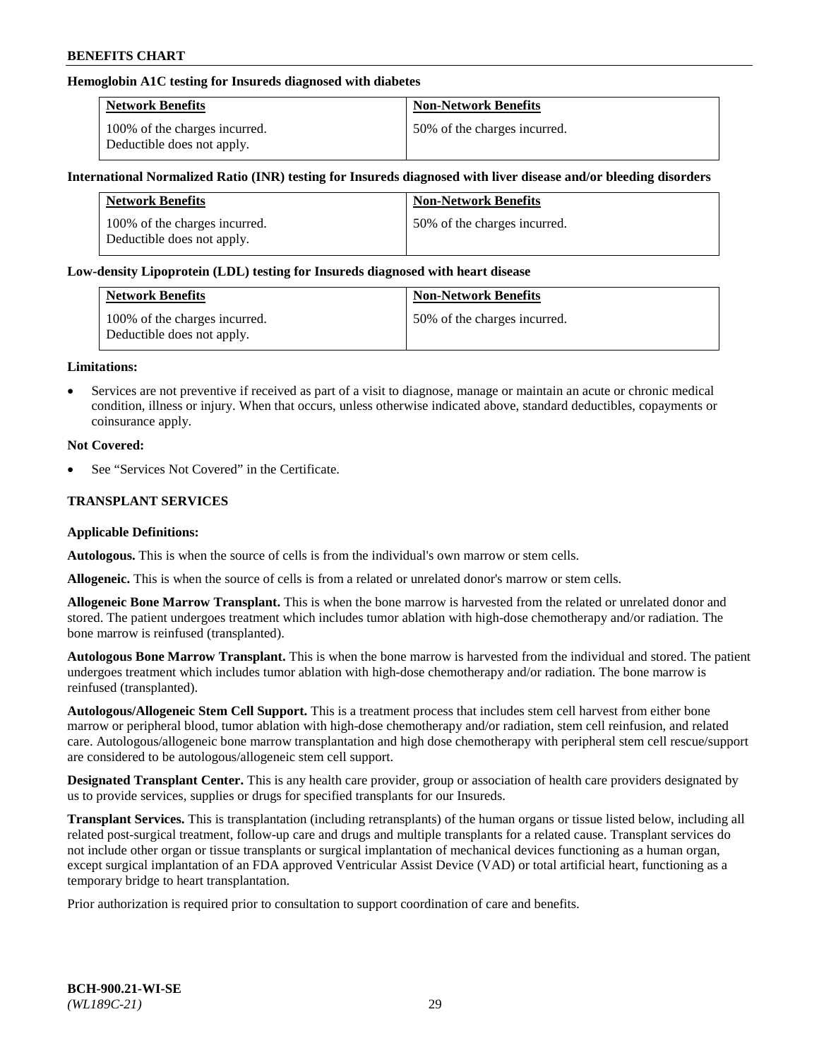**Hemoglobin A1C testing for Insureds diagnosed with diabetes**

| Network Benefits | Non-Network Benefits |
|---|---|
| 100% of the charges incurred. Deductible does not apply. | 50% of the charges incurred. |

**International Normalized Ratio (INR) testing for Insureds diagnosed with liver disease and/or bleeding disorders**

| Network Benefits | Non-Network Benefits |
|---|---|
| 100% of the charges incurred. Deductible does not apply. | 50% of the charges incurred. |

**Low-density Lipoprotein (LDL) testing for Insureds diagnosed with heart disease**

| Network Benefits | Non-Network Benefits |
|---|---|
| 100% of the charges incurred. Deductible does not apply. | 50% of the charges incurred. |

**Limitations:**

- Services are not preventive if received as part of a visit to diagnose, manage or maintain an acute or chronic medical condition, illness or injury. When that occurs, unless otherwise indicated above, standard deductibles, copayments or coinsurance apply.

**Not Covered:**

- See "Services Not Covered" in the Certificate.

## TRANSPLANT SERVICES

**Applicable Definitions:**

**Autologous.** This is when the source of cells is from the individual's own marrow or stem cells.

**Allogeneic.** This is when the source of cells is from a related or unrelated donor's marrow or stem cells.

**Allogeneic Bone Marrow Transplant.** This is when the bone marrow is harvested from the related or unrelated donor and stored. The patient undergoes treatment which includes tumor ablation with high-dose chemotherapy and/or radiation. The bone marrow is reinfused (transplanted).

**Autologous Bone Marrow Transplant.** This is when the bone marrow is harvested from the individual and stored. The patient undergoes treatment which includes tumor ablation with high-dose chemotherapy and/or radiation. The bone marrow is reinfused (transplanted).

**Autologous/Allogeneic Stem Cell Support.** This is a treatment process that includes stem cell harvest from either bone marrow or peripheral blood, tumor ablation with high-dose chemotherapy and/or radiation, stem cell reinfusion, and related care. Autologous/allogeneic bone marrow transplantation and high dose chemotherapy with peripheral stem cell rescue/support are considered to be autologous/allogeneic stem cell support.

**Designated Transplant Center.** This is any health care provider, group or association of health care providers designated by us to provide services, supplies or drugs for specified transplants for our Insureds.

**Transplant Services.** This is transplantation (including retransplants) of the human organs or tissue listed below, including all related post-surgical treatment, follow-up care and drugs and multiple transplants for a related cause. Transplant services do not include other organ or tissue transplants or surgical implantation of mechanical devices functioning as a human organ, except surgical implantation of an FDA approved Ventricular Assist Device (VAD) or total artificial heart, functioning as a temporary bridge to heart transplantation.

Prior authorization is required prior to consultation to support coordination of care and benefits.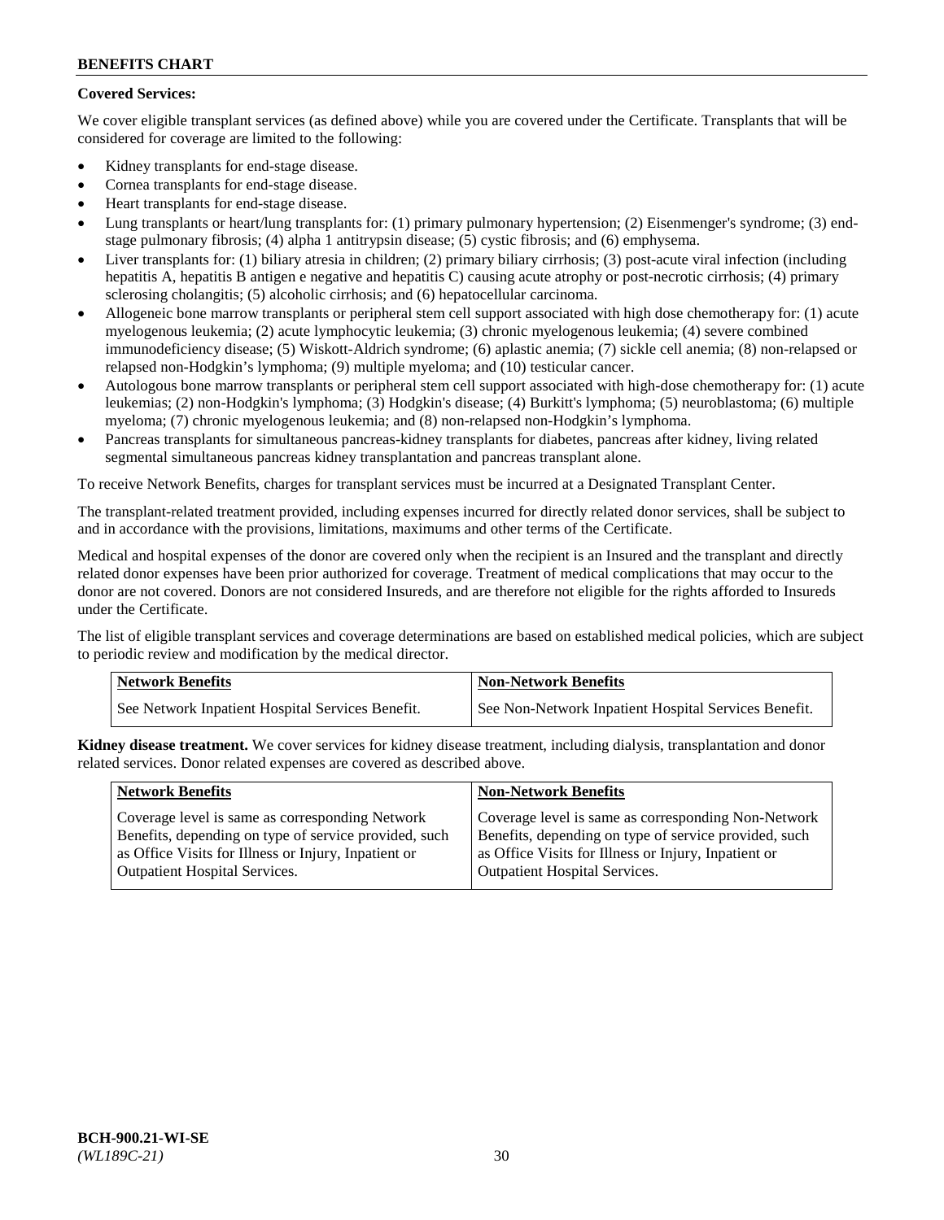**Covered Services:**

We cover eligible transplant services (as defined above) while you are covered under the Certificate. Transplants that will be considered for coverage are limited to the following:

- Kidney transplants for end-stage disease.
- Cornea transplants for end-stage disease.
- Heart transplants for end-stage disease.
- Lung transplants or heart/lung transplants for: (1) primary pulmonary hypertension; (2) Eisenmenger's syndrome; (3) end-stage pulmonary fibrosis; (4) alpha 1 antitrypsin disease; (5) cystic fibrosis; and (6) emphysema.
- Liver transplants for: (1) biliary atresia in children; (2) primary biliary cirrhosis; (3) post-acute viral infection (including hepatitis A, hepatitis B antigen e negative and hepatitis C) causing acute atrophy or post-necrotic cirrhosis; (4) primary sclerosing cholangitis; (5) alcoholic cirrhosis; and (6) hepatocellular carcinoma.
- Allogeneic bone marrow transplants or peripheral stem cell support associated with high dose chemotherapy for: (1) acute myelogenous leukemia; (2) acute lymphocytic leukemia; (3) chronic myelogenous leukemia; (4) severe combined immunodeficiency disease; (5) Wiskott-Aldrich syndrome; (6) aplastic anemia; (7) sickle cell anemia; (8) non-relapsed or relapsed non-Hodgkin's lymphoma; (9) multiple myeloma; and (10) testicular cancer.
- Autologous bone marrow transplants or peripheral stem cell support associated with high-dose chemotherapy for: (1) acute leukemias; (2) non-Hodgkin's lymphoma; (3) Hodgkin's disease; (4) Burkitt's lymphoma; (5) neuroblastoma; (6) multiple myeloma; (7) chronic myelogenous leukemia; and (8) non-relapsed non-Hodgkin's lymphoma.
- Pancreas transplants for simultaneous pancreas-kidney transplants for diabetes, pancreas after kidney, living related segmental simultaneous pancreas kidney transplantation and pancreas transplant alone.

To receive Network Benefits, charges for transplant services must be incurred at a Designated Transplant Center.

The transplant-related treatment provided, including expenses incurred for directly related donor services, shall be subject to and in accordance with the provisions, limitations, maximums and other terms of the Certificate.

Medical and hospital expenses of the donor are covered only when the recipient is an Insured and the transplant and directly related donor expenses have been prior authorized for coverage. Treatment of medical complications that may occur to the donor are not covered. Donors are not considered Insureds, and are therefore not eligible for the rights afforded to Insureds under the Certificate.

The list of eligible transplant services and coverage determinations are based on established medical policies, which are subject to periodic review and modification by the medical director.

| Network Benefits | Non-Network Benefits |
|---|---|
| See Network Inpatient Hospital Services Benefit. | See Non-Network Inpatient Hospital Services Benefit. |

**Kidney disease treatment.** We cover services for kidney disease treatment, including dialysis, transplantation and donor related services. Donor related expenses are covered as described above.

| Network Benefits | Non-Network Benefits |
|---|---|
| Coverage level is same as corresponding Network Benefits, depending on type of service provided, such as Office Visits for Illness or Injury, Inpatient or Outpatient Hospital Services. | Coverage level is same as corresponding Non-Network Benefits, depending on type of service provided, such as Office Visits for Illness or Injury, Inpatient or Outpatient Hospital Services. |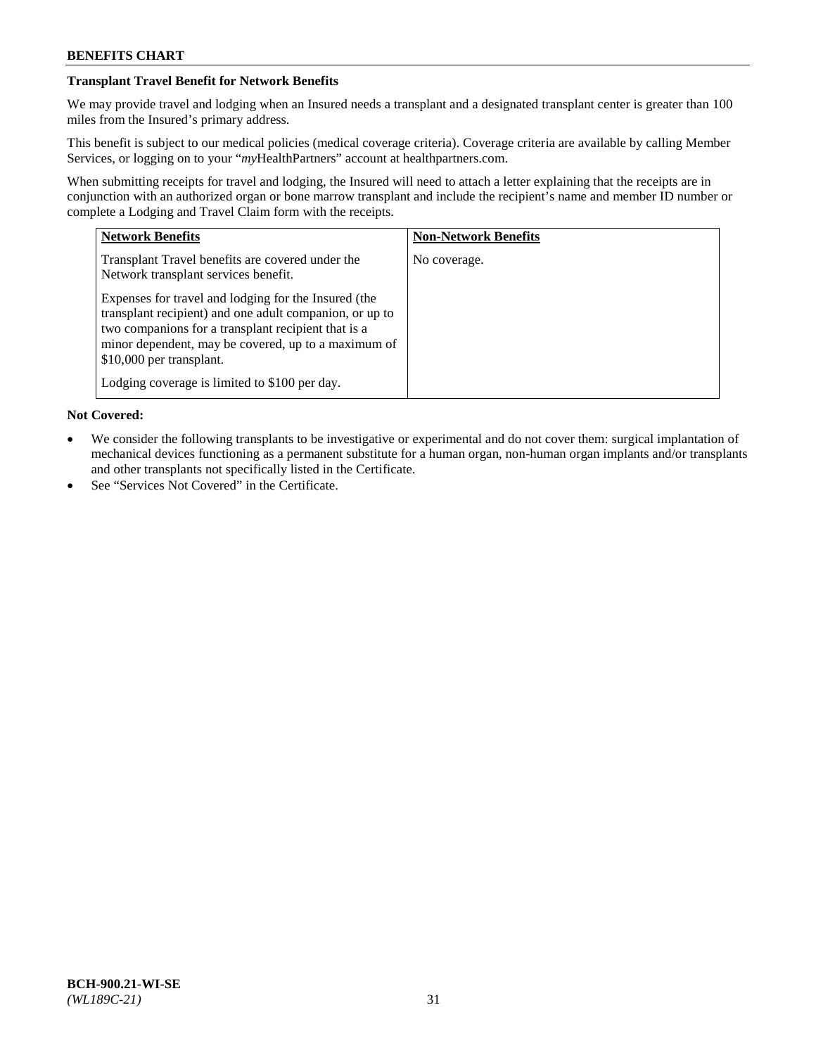### Transplant Travel Benefit for Network Benefits

We may provide travel and lodging when an Insured needs a transplant and a designated transplant center is greater than 100 miles from the Insured's primary address.

This benefit is subject to our medical policies (medical coverage criteria). Coverage criteria are available by calling Member Services, or logging on to your "*my*HealthPartners" account at healthpartners.com.

When submitting receipts for travel and lodging, the Insured will need to attach a letter explaining that the receipts are in conjunction with an authorized organ or bone marrow transplant and include the recipient's name and member ID number or complete a Lodging and Travel Claim form with the receipts.

| Network Benefits | Non-Network Benefits |
|---|---|
| Transplant Travel benefits are covered under the Network transplant services benefit.<br><br>Expenses for travel and lodging for the Insured (the transplant recipient) and one adult companion, or up to two companions for a transplant recipient that is a minor dependent, may be covered, up to a maximum of $10,000 per transplant.<br><br>Lodging coverage is limited to $100 per day. | No coverage. |

**Not Covered:**

- We consider the following transplants to be investigative or experimental and do not cover them: surgical implantation of mechanical devices functioning as a permanent substitute for a human organ, non-human organ implants and/or transplants and other transplants not specifically listed in the Certificate.
- See "Services Not Covered" in the Certificate.